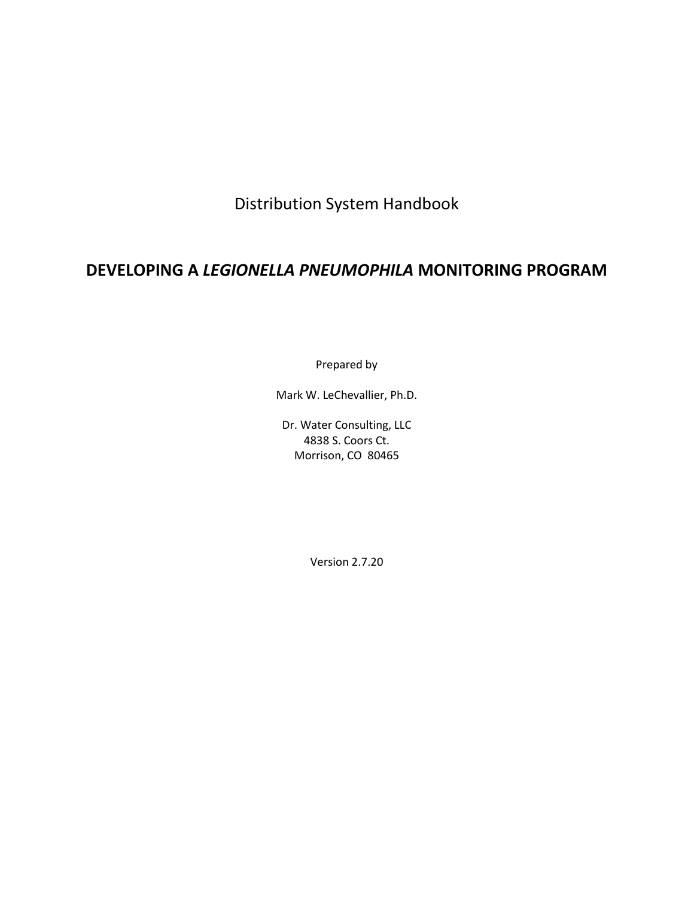Distribution System Handbook

# DEVELOPING A *LEGIONELLA PNEUMOPHILA* MONITORING PROGRAM

Prepared by

Mark W. LeChevallier, Ph.D.

Dr. Water Consulting, LLC
4838 S. Coors Ct.
Morrison, CO 80465

Version 2.7.20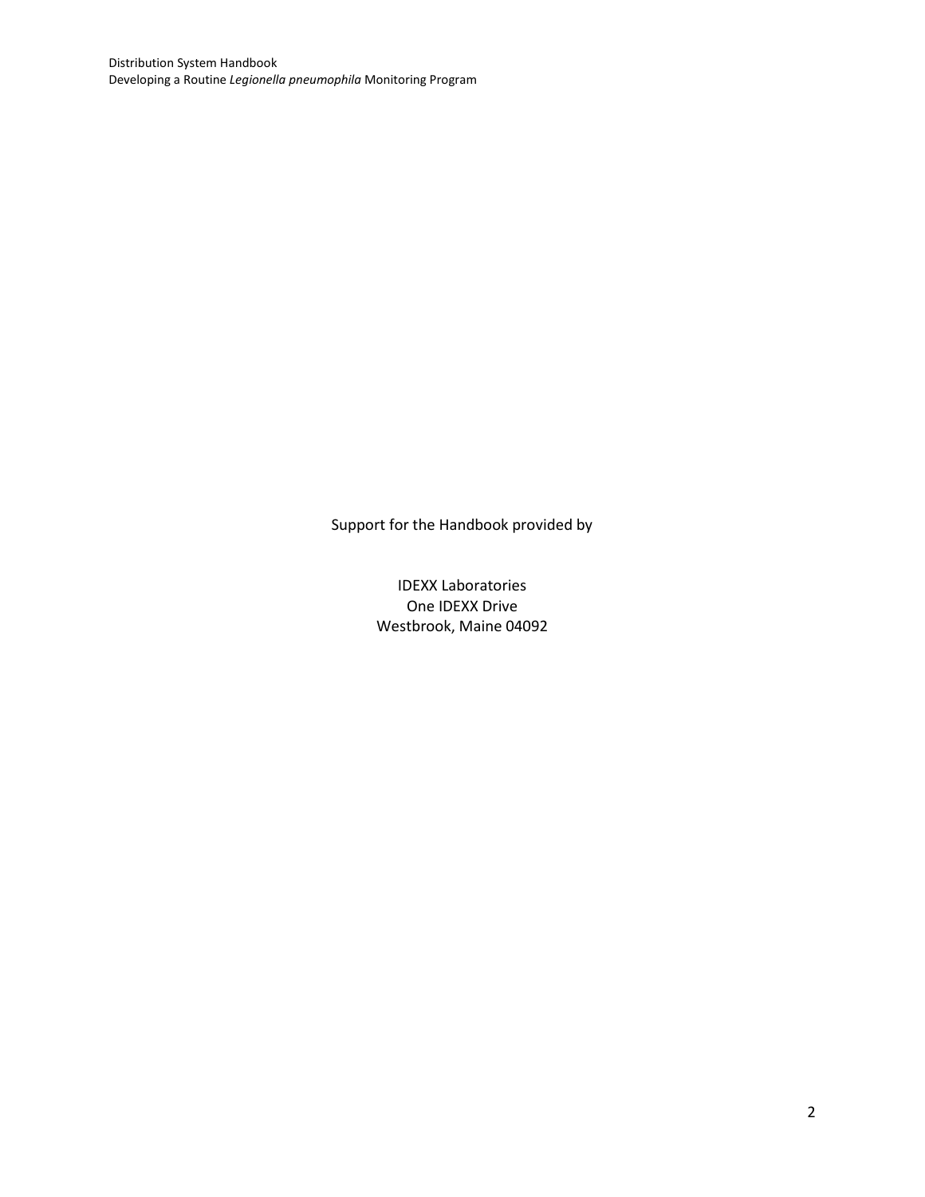Support for the Handbook provided by

IDEXX Laboratories
One IDEXX Drive
Westbrook, Maine 04092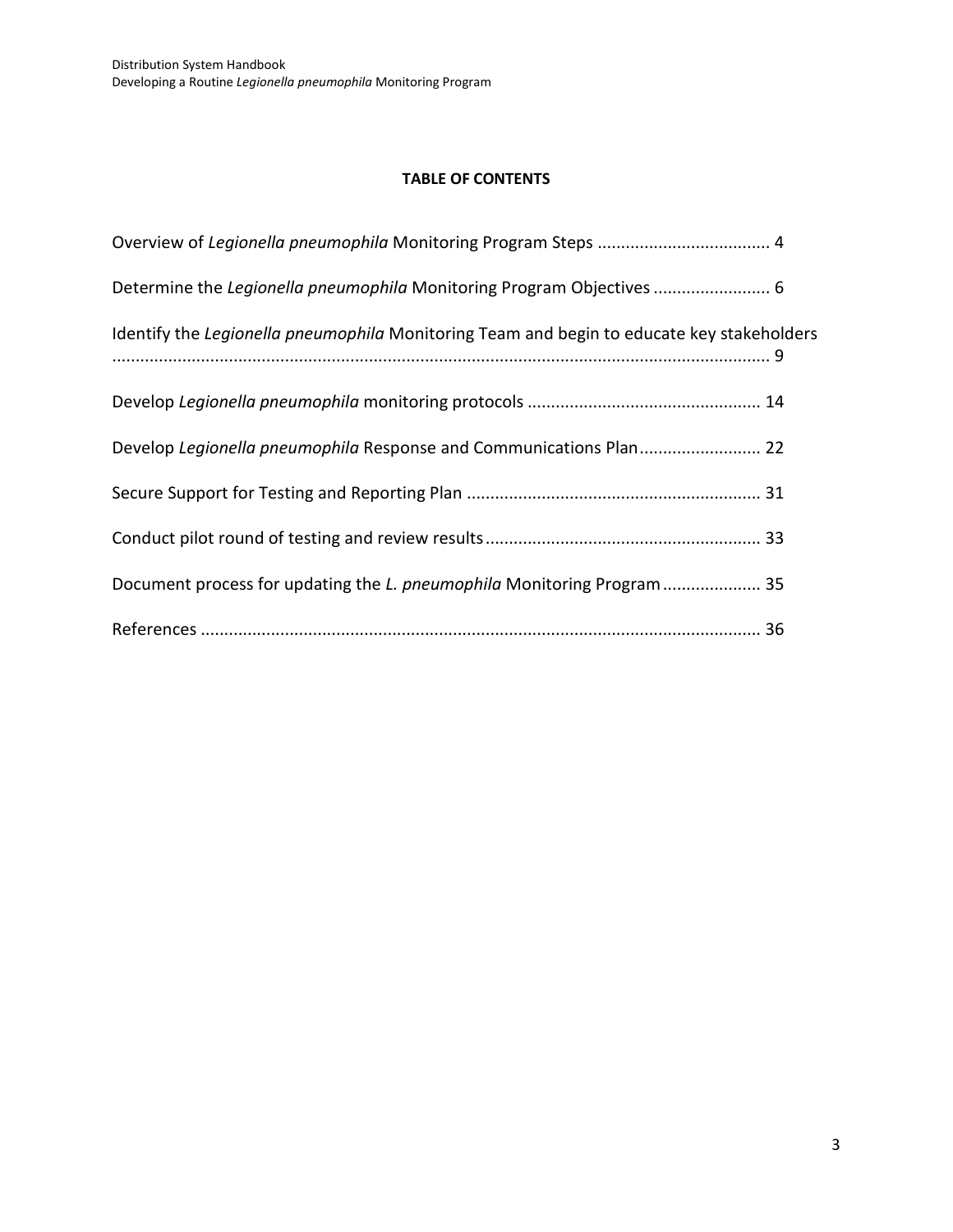**TABLE OF CONTENTS**

Overview of *Legionella pneumophila* Monitoring Program Steps .................................... 4

Determine the *Legionella pneumophila* Monitoring Program Objectives ........................ 6

Identify the *Legionella pneumophila* Monitoring Team and begin to educate key stakeholders ........................................................................................................................ 9

Develop *Legionella pneumophila* monitoring protocols ................................................ 14

Develop *Legionella pneumophila* Response and Communications Plan......................... 22

Secure Support for Testing and Reporting Plan ............................................................. 31

Conduct pilot round of testing and review results......................................................... 33

Document process for updating the *L. pneumophila* Monitoring Program.................... 35

References ...................................................................................................................... 36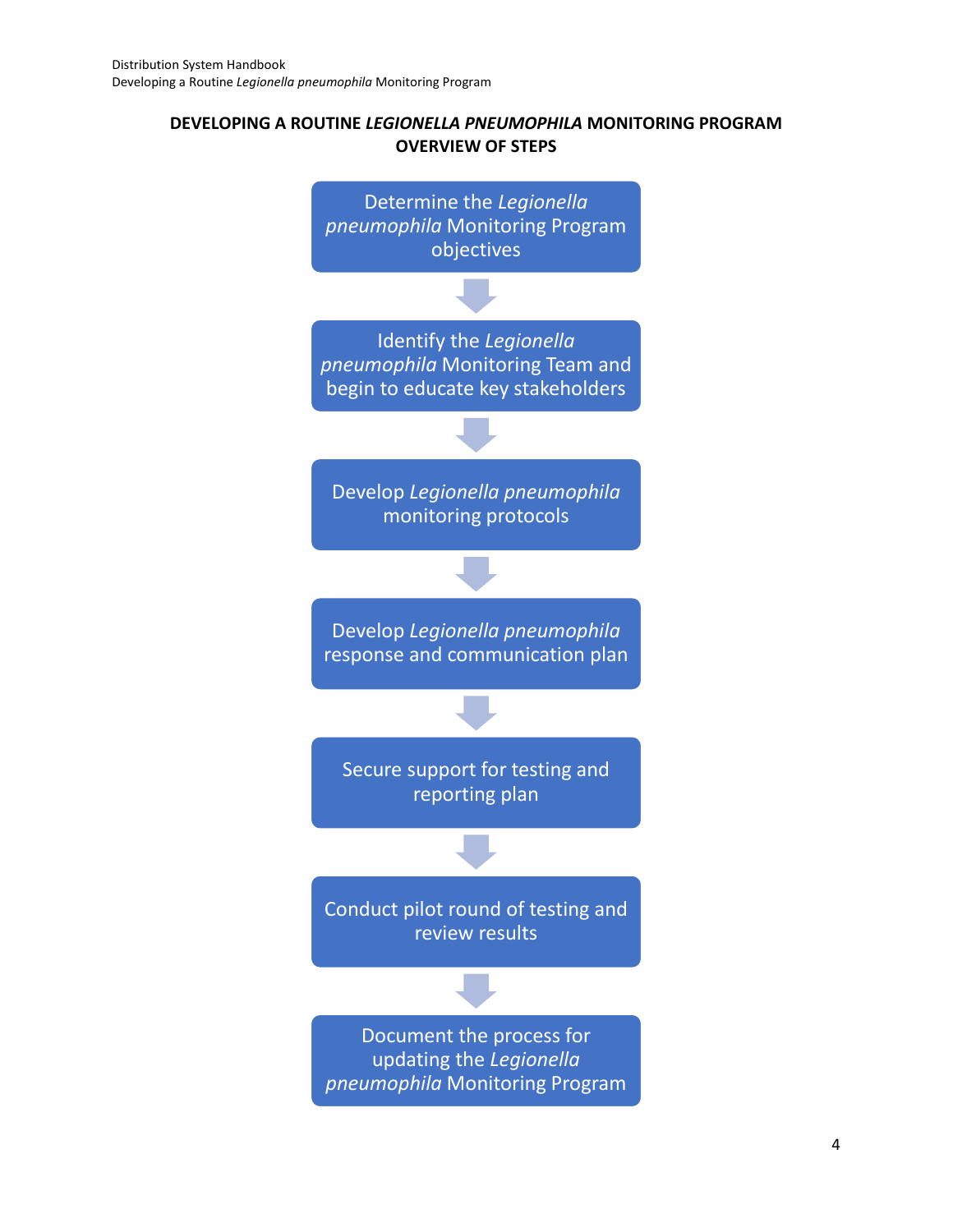## DEVELOPING A ROUTINE *LEGIONELLA PNEUMOPHILA* MONITORING PROGRAM OVERVIEW OF STEPS

1. Determine the *Legionella pneumophila* Monitoring Program objectives
2. Identify the *Legionella pneumophila* Monitoring Team and begin to educate key stakeholders
3. Develop *Legionella pneumophila* monitoring protocols
4. Develop *Legionella pneumophila* response and communication plan
5. Secure support for testing and reporting plan
6. Conduct pilot round of testing and review results
7. Document the process for updating the *Legionella pneumophila* Monitoring Program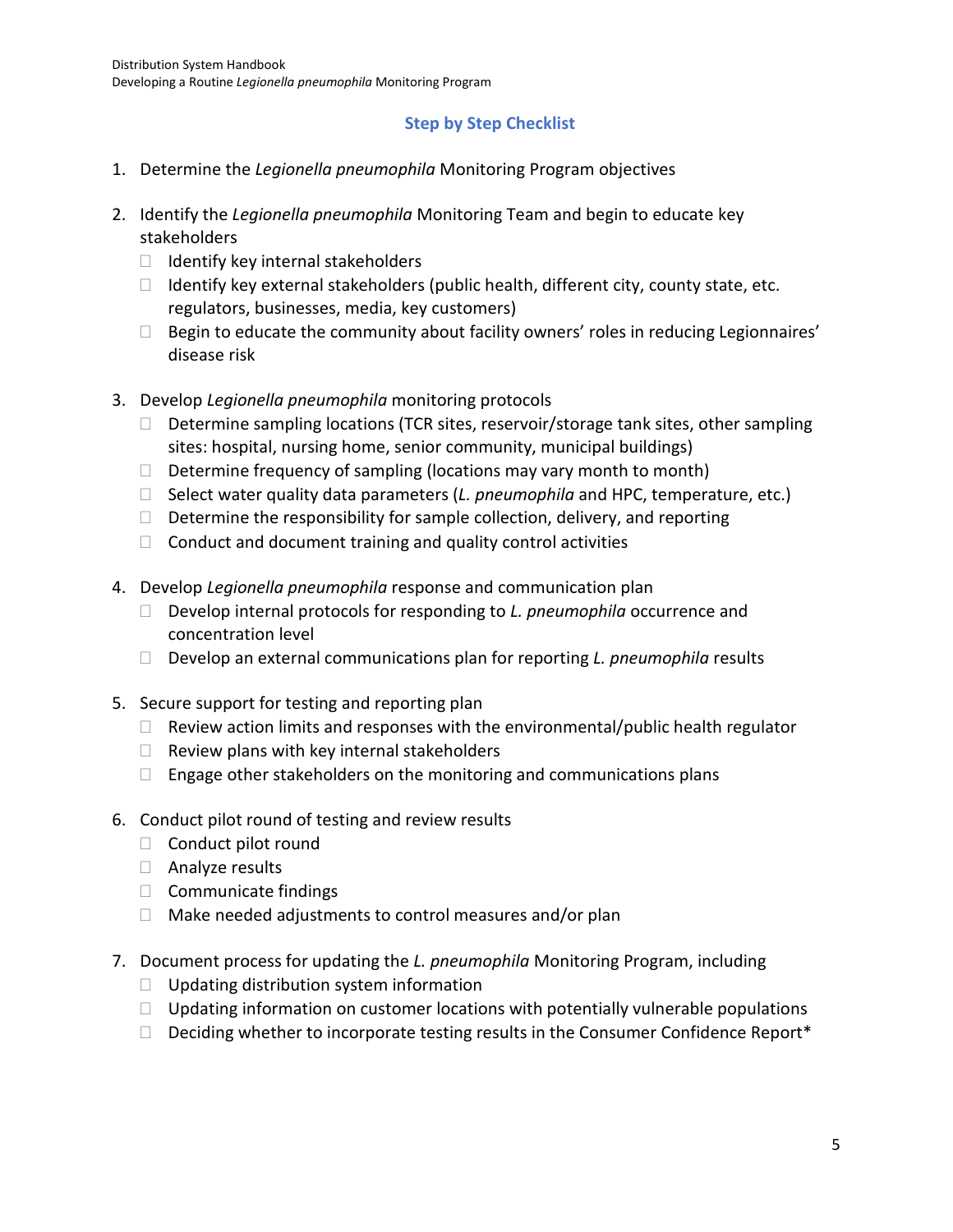## Step by Step Checklist

1. Determine the *Legionella pneumophila* Monitoring Program objectives

2. Identify the *Legionella pneumophila* Monitoring Team and begin to educate key stakeholders
   - ☐ Identify key internal stakeholders
   - ☐ Identify key external stakeholders (public health, different city, county state, etc. regulators, businesses, media, key customers)
   - ☐ Begin to educate the community about facility owners' roles in reducing Legionnaires' disease risk

3. Develop *Legionella pneumophila* monitoring protocols
   - ☐ Determine sampling locations (TCR sites, reservoir/storage tank sites, other sampling sites: hospital, nursing home, senior community, municipal buildings)
   - ☐ Determine frequency of sampling (locations may vary month to month)
   - ☐ Select water quality data parameters (*L. pneumophila* and HPC, temperature, etc.)
   - ☐ Determine the responsibility for sample collection, delivery, and reporting
   - ☐ Conduct and document training and quality control activities

4. Develop *Legionella pneumophila* response and communication plan
   - ☐ Develop internal protocols for responding to *L. pneumophila* occurrence and concentration level
   - ☐ Develop an external communications plan for reporting *L. pneumophila* results

5. Secure support for testing and reporting plan
   - ☐ Review action limits and responses with the environmental/public health regulator
   - ☐ Review plans with key internal stakeholders
   - ☐ Engage other stakeholders on the monitoring and communications plans

6. Conduct pilot round of testing and review results
   - ☐ Conduct pilot round
   - ☐ Analyze results
   - ☐ Communicate findings
   - ☐ Make needed adjustments to control measures and/or plan

7. Document process for updating the *L. pneumophila* Monitoring Program, including
   - ☐ Updating distribution system information
   - ☐ Updating information on customer locations with potentially vulnerable populations
   - ☐ Deciding whether to incorporate testing results in the Consumer Confidence Report*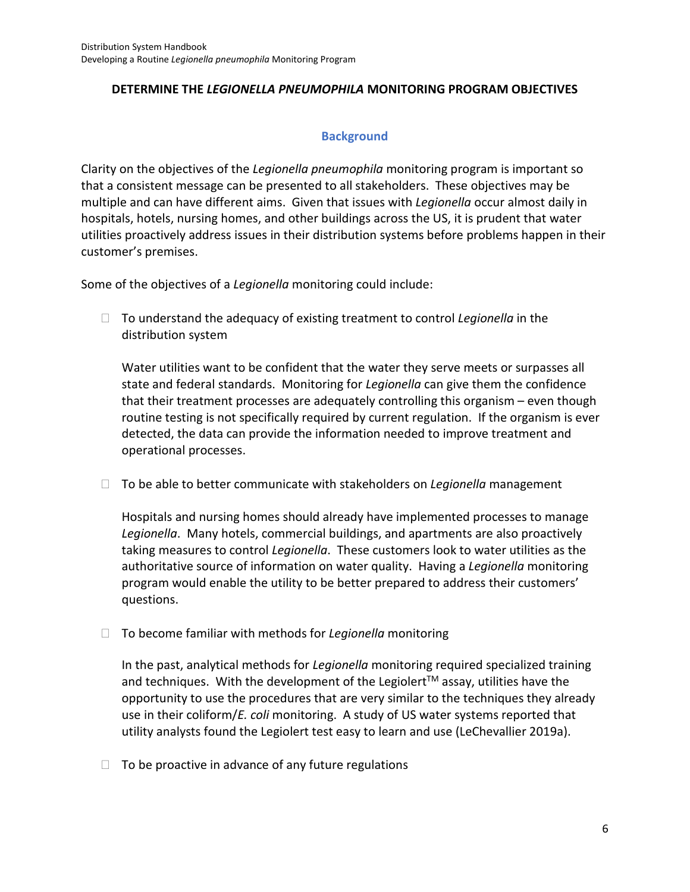## DETERMINE THE *LEGIONELLA PNEUMOPHILA* MONITORING PROGRAM OBJECTIVES

### Background

Clarity on the objectives of the *Legionella pneumophila* monitoring program is important so that a consistent message can be presented to all stakeholders. These objectives may be multiple and can have different aims. Given that issues with *Legionella* occur almost daily in hospitals, hotels, nursing homes, and other buildings across the US, it is prudent that water utilities proactively address issues in their distribution systems before problems happen in their customer's premises.

Some of the objectives of a *Legionella* monitoring could include:

- To understand the adequacy of existing treatment to control *Legionella* in the distribution system

  Water utilities want to be confident that the water they serve meets or surpasses all state and federal standards. Monitoring for *Legionella* can give them the confidence that their treatment processes are adequately controlling this organism – even though routine testing is not specifically required by current regulation. If the organism is ever detected, the data can provide the information needed to improve treatment and operational processes.

- To be able to better communicate with stakeholders on *Legionella* management

  Hospitals and nursing homes should already have implemented processes to manage *Legionella*. Many hotels, commercial buildings, and apartments are also proactively taking measures to control *Legionella*. These customers look to water utilities as the authoritative source of information on water quality. Having a *Legionella* monitoring program would enable the utility to be better prepared to address their customers' questions.

- To become familiar with methods for *Legionella* monitoring

  In the past, analytical methods for *Legionella* monitoring required specialized training and techniques. With the development of the Legiolert™ assay, utilities have the opportunity to use the procedures that are very similar to the techniques they already use in their coliform/*E. coli* monitoring. A study of US water systems reported that utility analysts found the Legiolert test easy to learn and use (LeChevallier 2019a).

- To be proactive in advance of any future regulations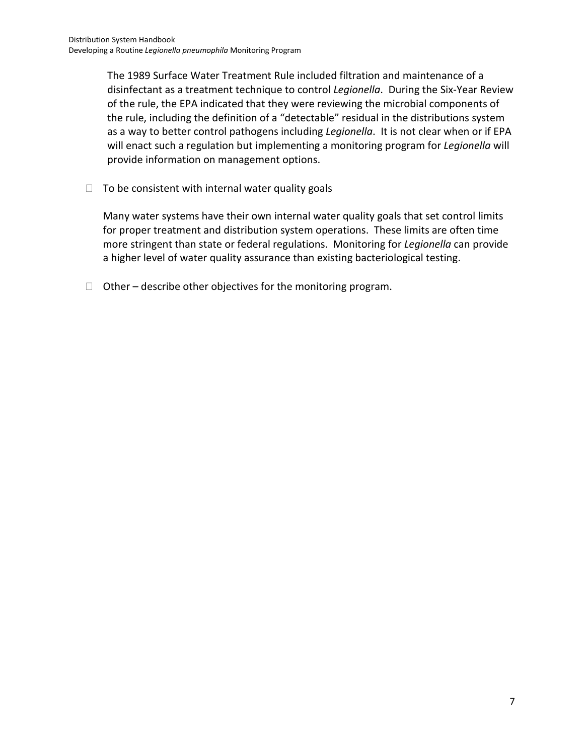The 1989 Surface Water Treatment Rule included filtration and maintenance of a disinfectant as a treatment technique to control *Legionella*. During the Six-Year Review of the rule, the EPA indicated that they were reviewing the microbial components of the rule, including the definition of a "detectable" residual in the distributions system as a way to better control pathogens including *Legionella*. It is not clear when or if EPA will enact such a regulation but implementing a monitoring program for *Legionella* will provide information on management options.

- To be consistent with internal water quality goals

  Many water systems have their own internal water quality goals that set control limits for proper treatment and distribution system operations. These limits are often time more stringent than state or federal regulations. Monitoring for *Legionella* can provide a higher level of water quality assurance than existing bacteriological testing.

- Other – describe other objectives for the monitoring program.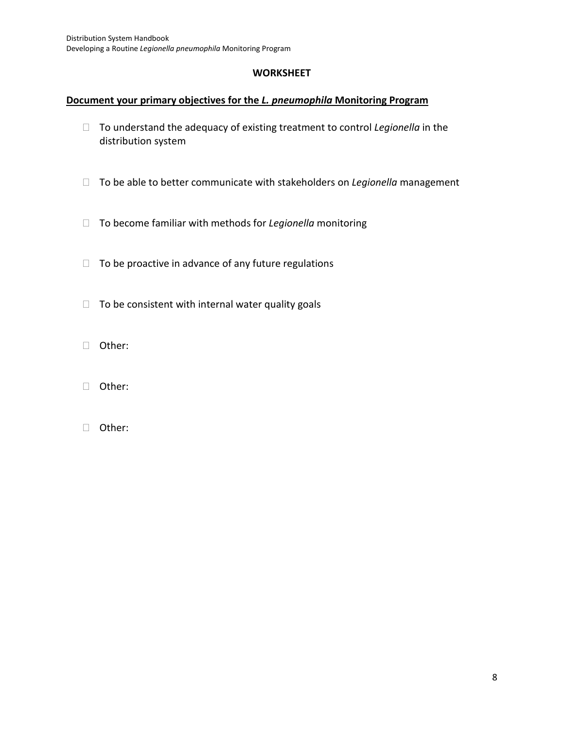## WORKSHEET

**<u>Document your primary objectives for the *L. pneumophila* Monitoring Program</u>**

- ☐ To understand the adequacy of existing treatment to control *Legionella* in the distribution system
- ☐ To be able to better communicate with stakeholders on *Legionella* management
- ☐ To become familiar with methods for *Legionella* monitoring
- ☐ To be proactive in advance of any future regulations
- ☐ To be consistent with internal water quality goals
- ☐ Other:
- ☐ Other:
- ☐ Other: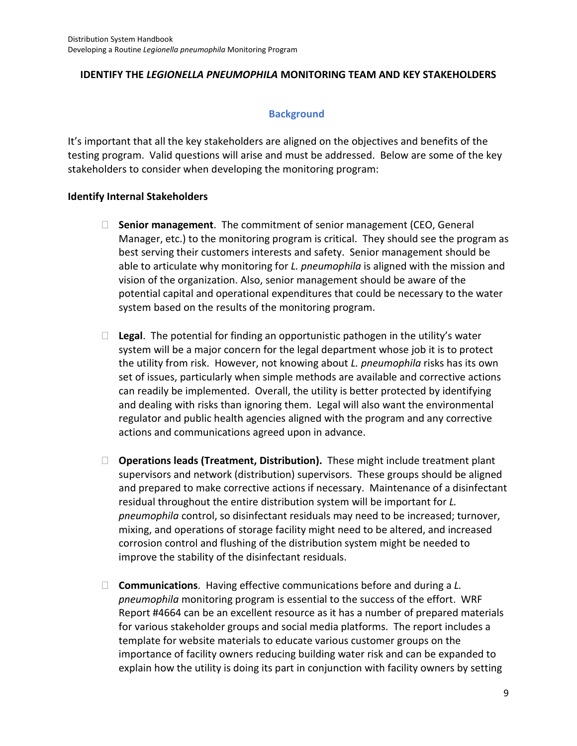## IDENTIFY THE *LEGIONELLA PNEUMOPHILA* MONITORING TEAM AND KEY STAKEHOLDERS

### Background

It's important that all the key stakeholders are aligned on the objectives and benefits of the testing program. Valid questions will arise and must be addressed. Below are some of the key stakeholders to consider when developing the monitoring program:

**Identify Internal Stakeholders**

- **Senior management**. The commitment of senior management (CEO, General Manager, etc.) to the monitoring program is critical. They should see the program as best serving their customers interests and safety. Senior management should be able to articulate why monitoring for *L. pneumophila* is aligned with the mission and vision of the organization. Also, senior management should be aware of the potential capital and operational expenditures that could be necessary to the water system based on the results of the monitoring program.

- **Legal**. The potential for finding an opportunistic pathogen in the utility's water system will be a major concern for the legal department whose job it is to protect the utility from risk. However, not knowing about *L. pneumophila* risks has its own set of issues, particularly when simple methods are available and corrective actions can readily be implemented. Overall, the utility is better protected by identifying and dealing with risks than ignoring them. Legal will also want the environmental regulator and public health agencies aligned with the program and any corrective actions and communications agreed upon in advance.

- **Operations leads (Treatment, Distribution).** These might include treatment plant supervisors and network (distribution) supervisors. These groups should be aligned and prepared to make corrective actions if necessary. Maintenance of a disinfectant residual throughout the entire distribution system will be important for *L. pneumophila* control, so disinfectant residuals may need to be increased; turnover, mixing, and operations of storage facility might need to be altered, and increased corrosion control and flushing of the distribution system might be needed to improve the stability of the disinfectant residuals.

- **Communications**. Having effective communications before and during a *L. pneumophila* monitoring program is essential to the success of the effort. WRF Report #4664 can be an excellent resource as it has a number of prepared materials for various stakeholder groups and social media platforms. The report includes a template for website materials to educate various customer groups on the importance of facility owners reducing building water risk and can be expanded to explain how the utility is doing its part in conjunction with facility owners by setting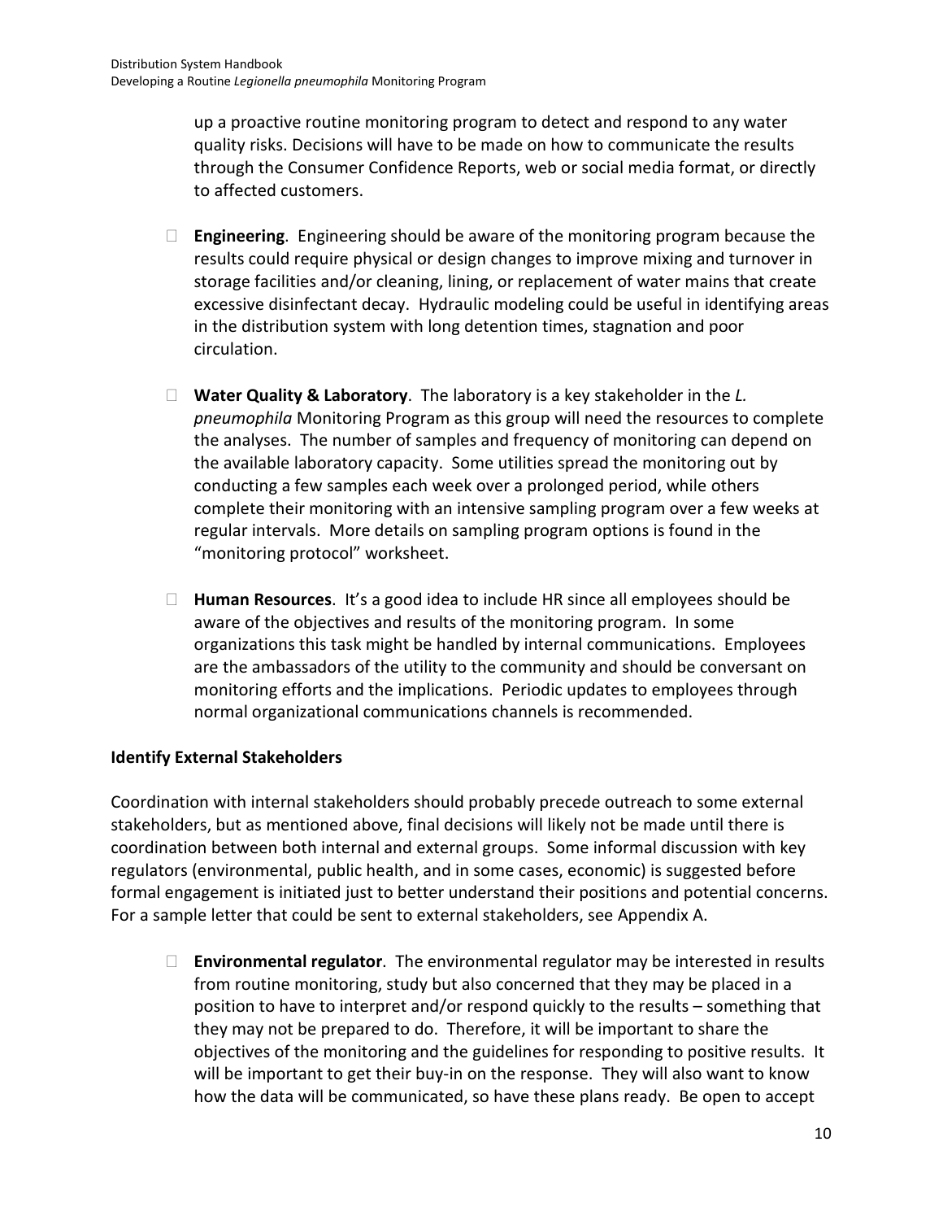up a proactive routine monitoring program to detect and respond to any water quality risks. Decisions will have to be made on how to communicate the results through the Consumer Confidence Reports, web or social media format, or directly to affected customers.

- **Engineering**. Engineering should be aware of the monitoring program because the results could require physical or design changes to improve mixing and turnover in storage facilities and/or cleaning, lining, or replacement of water mains that create excessive disinfectant decay. Hydraulic modeling could be useful in identifying areas in the distribution system with long detention times, stagnation and poor circulation.

- **Water Quality & Laboratory**. The laboratory is a key stakeholder in the *L. pneumophila* Monitoring Program as this group will need the resources to complete the analyses. The number of samples and frequency of monitoring can depend on the available laboratory capacity. Some utilities spread the monitoring out by conducting a few samples each week over a prolonged period, while others complete their monitoring with an intensive sampling program over a few weeks at regular intervals. More details on sampling program options is found in the "monitoring protocol" worksheet.

- **Human Resources**. It's a good idea to include HR since all employees should be aware of the objectives and results of the monitoring program. In some organizations this task might be handled by internal communications. Employees are the ambassadors of the utility to the community and should be conversant on monitoring efforts and the implications. Periodic updates to employees through normal organizational communications channels is recommended.

### Identify External Stakeholders

Coordination with internal stakeholders should probably precede outreach to some external stakeholders, but as mentioned above, final decisions will likely not be made until there is coordination between both internal and external groups. Some informal discussion with key regulators (environmental, public health, and in some cases, economic) is suggested before formal engagement is initiated just to better understand their positions and potential concerns. For a sample letter that could be sent to external stakeholders, see Appendix A.

- **Environmental regulator**. The environmental regulator may be interested in results from routine monitoring, study but also concerned that they may be placed in a position to have to interpret and/or respond quickly to the results – something that they may not be prepared to do. Therefore, it will be important to share the objectives of the monitoring and the guidelines for responding to positive results. It will be important to get their buy-in on the response. They will also want to know how the data will be communicated, so have these plans ready. Be open to accept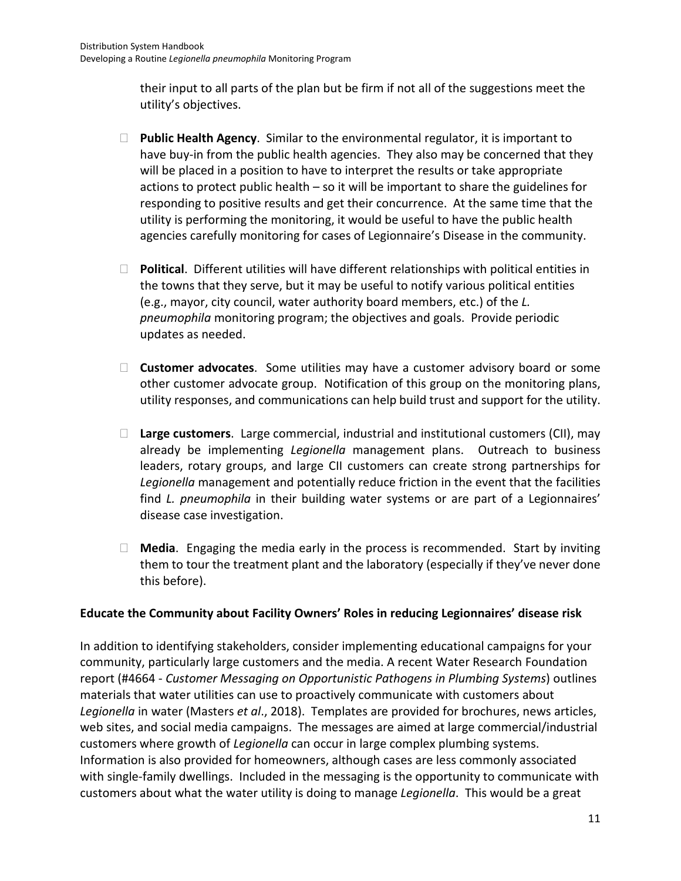their input to all parts of the plan but be firm if not all of the suggestions meet the utility's objectives.

- **Public Health Agency**. Similar to the environmental regulator, it is important to have buy-in from the public health agencies. They also may be concerned that they will be placed in a position to have to interpret the results or take appropriate actions to protect public health – so it will be important to share the guidelines for responding to positive results and get their concurrence. At the same time that the utility is performing the monitoring, it would be useful to have the public health agencies carefully monitoring for cases of Legionnaire's Disease in the community.

- **Political**. Different utilities will have different relationships with political entities in the towns that they serve, but it may be useful to notify various political entities (e.g., mayor, city council, water authority board members, etc.) of the *L. pneumophila* monitoring program; the objectives and goals. Provide periodic updates as needed.

- **Customer advocates**. Some utilities may have a customer advisory board or some other customer advocate group. Notification of this group on the monitoring plans, utility responses, and communications can help build trust and support for the utility.

- **Large customers**. Large commercial, industrial and institutional customers (CII), may already be implementing *Legionella* management plans. Outreach to business leaders, rotary groups, and large CII customers can create strong partnerships for *Legionella* management and potentially reduce friction in the event that the facilities find *L. pneumophila* in their building water systems or are part of a Legionnaires' disease case investigation.

- **Media**. Engaging the media early in the process is recommended. Start by inviting them to tour the treatment plant and the laboratory (especially if they've never done this before).

**Educate the Community about Facility Owners' Roles in reducing Legionnaires' disease risk**

In addition to identifying stakeholders, consider implementing educational campaigns for your community, particularly large customers and the media. A recent Water Research Foundation report (#4664 - *Customer Messaging on Opportunistic Pathogens in Plumbing Systems*) outlines materials that water utilities can use to proactively communicate with customers about *Legionella* in water (Masters *et al*., 2018). Templates are provided for brochures, news articles, web sites, and social media campaigns. The messages are aimed at large commercial/industrial customers where growth of *Legionella* can occur in large complex plumbing systems. Information is also provided for homeowners, although cases are less commonly associated with single-family dwellings. Included in the messaging is the opportunity to communicate with customers about what the water utility is doing to manage *Legionella*. This would be a great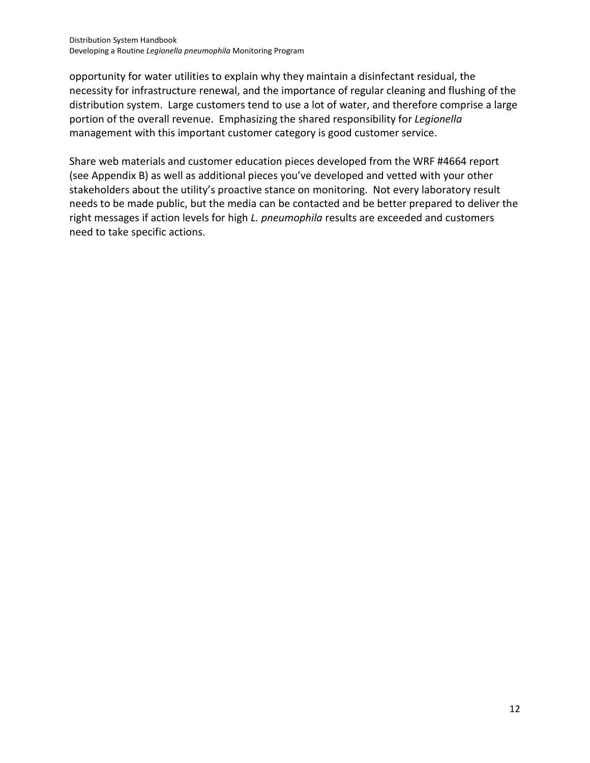opportunity for water utilities to explain why they maintain a disinfectant residual, the necessity for infrastructure renewal, and the importance of regular cleaning and flushing of the distribution system. Large customers tend to use a lot of water, and therefore comprise a large portion of the overall revenue. Emphasizing the shared responsibility for *Legionella* management with this important customer category is good customer service.

Share web materials and customer education pieces developed from the WRF #4664 report (see Appendix B) as well as additional pieces you've developed and vetted with your other stakeholders about the utility's proactive stance on monitoring. Not every laboratory result needs to be made public, but the media can be contacted and be better prepared to deliver the right messages if action levels for high *L. pneumophila* results are exceeded and customers need to take specific actions.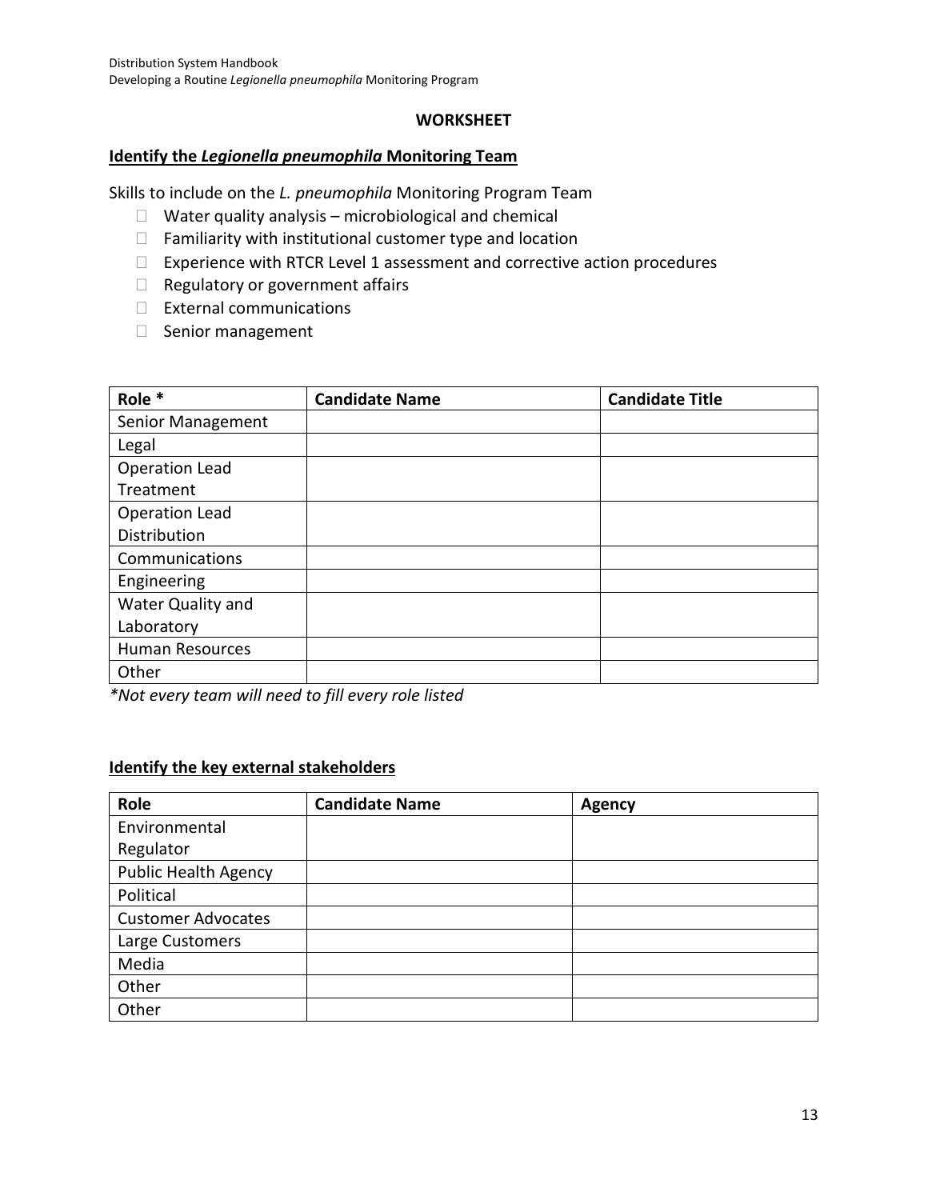**WORKSHEET**

**Identify the *Legionella pneumophila* Monitoring Team**

Skills to include on the *L. pneumophila* Monitoring Program Team

- ☐ Water quality analysis – microbiological and chemical
- ☐ Familiarity with institutional customer type and location
- ☐ Experience with RTCR Level 1 assessment and corrective action procedures
- ☐ Regulatory or government affairs
- ☐ External communications
- ☐ Senior management

| Role * | Candidate Name | Candidate Title |
|---|---|---|
| Senior Management | | |
| Legal | | |
| Operation Lead Treatment | | |
| Operation Lead Distribution | | |
| Communications | | |
| Engineering | | |
| Water Quality and Laboratory | | |
| Human Resources | | |
| Other | | |

**Not every team will need to fill every role listed*

**Identify the key external stakeholders**

| Role | Candidate Name | Agency |
|---|---|---|
| Environmental Regulator | | |
| Public Health Agency | | |
| Political | | |
| Customer Advocates | | |
| Large Customers | | |
| Media | | |
| Other | | |
| Other | | |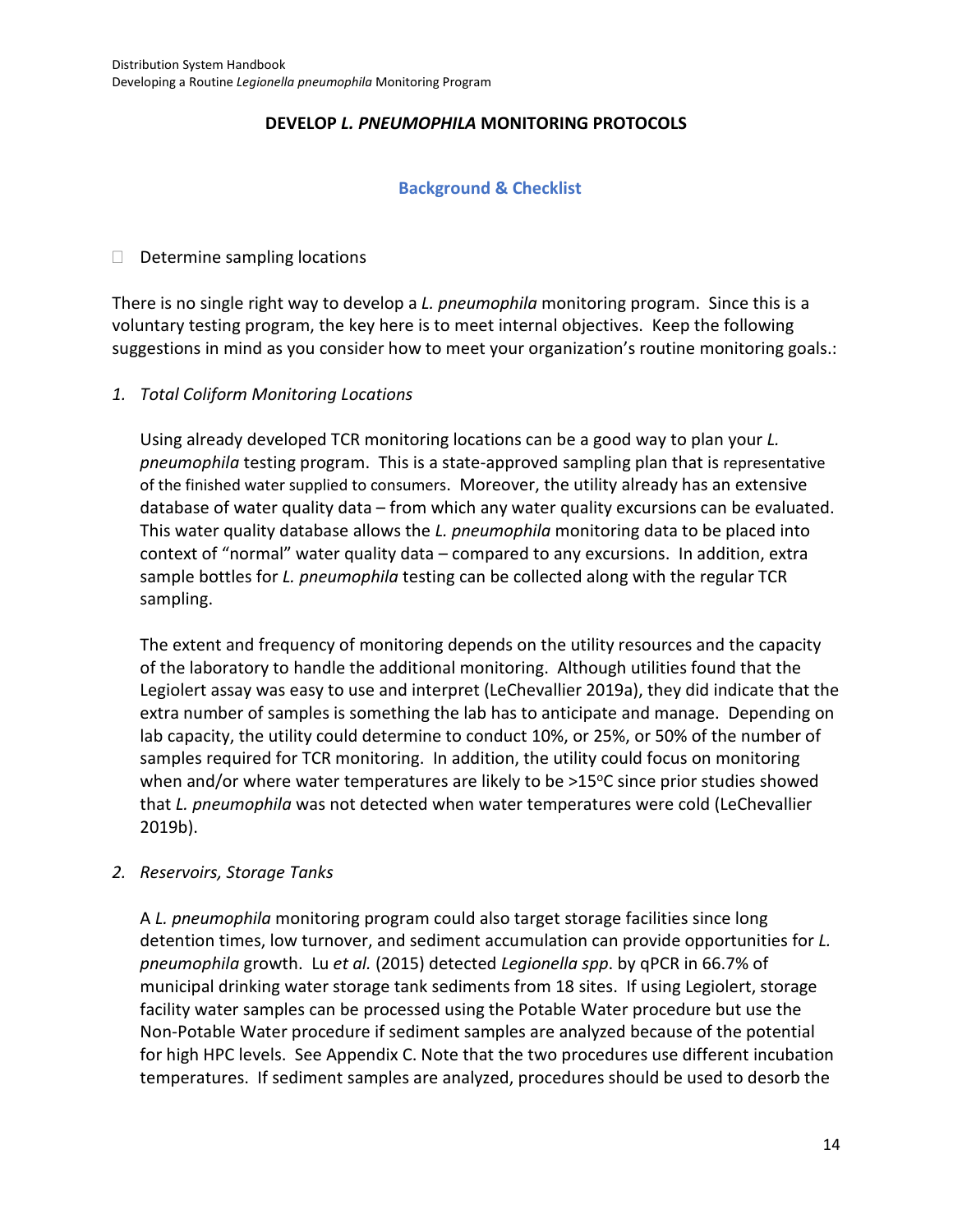## DEVELOP *L. PNEUMOPHILA* MONITORING PROTOCOLS

### Background & Checklist

- ☐ Determine sampling locations

There is no single right way to develop a *L. pneumophila* monitoring program. Since this is a voluntary testing program, the key here is to meet internal objectives. Keep the following suggestions in mind as you consider how to meet your organization's routine monitoring goals.:

1. *Total Coliform Monitoring Locations*

   Using already developed TCR monitoring locations can be a good way to plan your *L. pneumophila* testing program. This is a state-approved sampling plan that is representative of the finished water supplied to consumers. Moreover, the utility already has an extensive database of water quality data – from which any water quality excursions can be evaluated. This water quality database allows the *L. pneumophila* monitoring data to be placed into context of "normal" water quality data – compared to any excursions. In addition, extra sample bottles for *L. pneumophila* testing can be collected along with the regular TCR sampling.

   The extent and frequency of monitoring depends on the utility resources and the capacity of the laboratory to handle the additional monitoring. Although utilities found that the Legiolert assay was easy to use and interpret (LeChevallier 2019a), they did indicate that the extra number of samples is something the lab has to anticipate and manage. Depending on lab capacity, the utility could determine to conduct 10%, or 25%, or 50% of the number of samples required for TCR monitoring. In addition, the utility could focus on monitoring when and/or where water temperatures are likely to be >15°C since prior studies showed that *L. pneumophila* was not detected when water temperatures were cold (LeChevallier 2019b).

2. *Reservoirs, Storage Tanks*

   A *L. pneumophila* monitoring program could also target storage facilities since long detention times, low turnover, and sediment accumulation can provide opportunities for *L. pneumophila* growth. Lu *et al.* (2015) detected *Legionella spp*. by qPCR in 66.7% of municipal drinking water storage tank sediments from 18 sites. If using Legiolert, storage facility water samples can be processed using the Potable Water procedure but use the Non-Potable Water procedure if sediment samples are analyzed because of the potential for high HPC levels. See Appendix C. Note that the two procedures use different incubation temperatures. If sediment samples are analyzed, procedures should be used to desorb the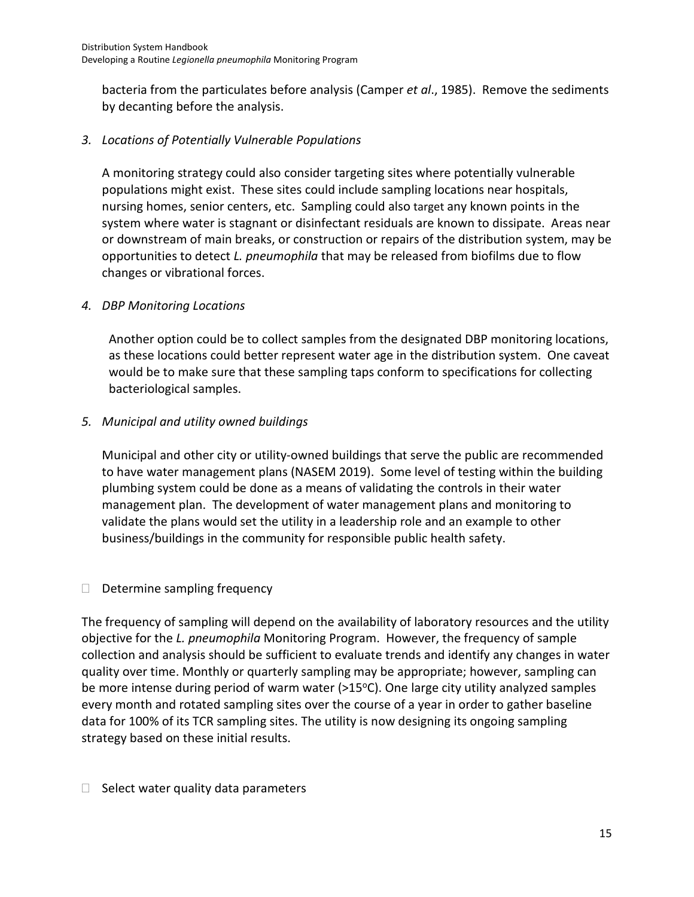bacteria from the particulates before analysis (Camper *et al*., 1985). Remove the sediments by decanting before the analysis.

*3. Locations of Potentially Vulnerable Populations*

A monitoring strategy could also consider targeting sites where potentially vulnerable populations might exist. These sites could include sampling locations near hospitals, nursing homes, senior centers, etc. Sampling could also target any known points in the system where water is stagnant or disinfectant residuals are known to dissipate. Areas near or downstream of main breaks, or construction or repairs of the distribution system, may be opportunities to detect *L. pneumophila* that may be released from biofilms due to flow changes or vibrational forces.

*4. DBP Monitoring Locations*

Another option could be to collect samples from the designated DBP monitoring locations, as these locations could better represent water age in the distribution system. One caveat would be to make sure that these sampling taps conform to specifications for collecting bacteriological samples.

*5. Municipal and utility owned buildings*

Municipal and other city or utility-owned buildings that serve the public are recommended to have water management plans (NASEM 2019). Some level of testing within the building plumbing system could be done as a means of validating the controls in their water management plan. The development of water management plans and monitoring to validate the plans would set the utility in a leadership role and an example to other business/buildings in the community for responsible public health safety.

- [ ] Determine sampling frequency

The frequency of sampling will depend on the availability of laboratory resources and the utility objective for the *L. pneumophila* Monitoring Program. However, the frequency of sample collection and analysis should be sufficient to evaluate trends and identify any changes in water quality over time. Monthly or quarterly sampling may be appropriate; however, sampling can be more intense during period of warm water (>15°C). One large city utility analyzed samples every month and rotated sampling sites over the course of a year in order to gather baseline data for 100% of its TCR sampling sites. The utility is now designing its ongoing sampling strategy based on these initial results.

- [ ] Select water quality data parameters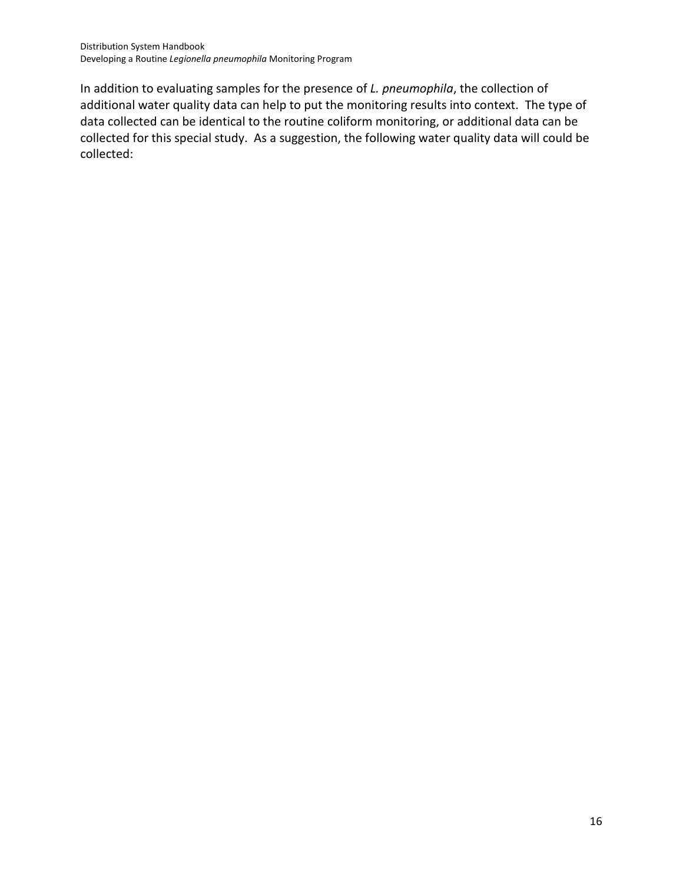In addition to evaluating samples for the presence of *L. pneumophila*, the collection of additional water quality data can help to put the monitoring results into context. The type of data collected can be identical to the routine coliform monitoring, or additional data can be collected for this special study. As a suggestion, the following water quality data will could be collected: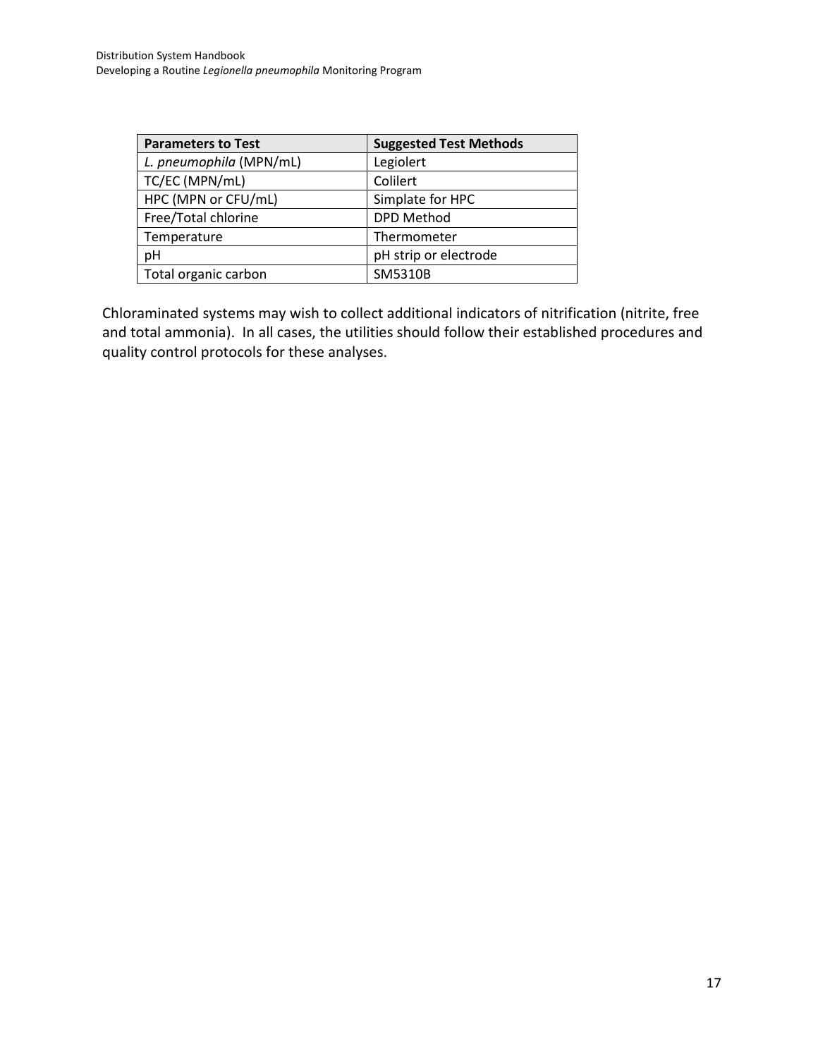| Parameters to Test | Suggested Test Methods |
| --- | --- |
| *L. pneumophila* (MPN/mL) | Legiolert |
| TC/EC (MPN/mL) | Colilert |
| HPC (MPN or CFU/mL) | Simplate for HPC |
| Free/Total chlorine | DPD Method |
| Temperature | Thermometer |
| pH | pH strip or electrode |
| Total organic carbon | SM5310B |

Chloraminated systems may wish to collect additional indicators of nitrification (nitrite, free and total ammonia). In all cases, the utilities should follow their established procedures and quality control protocols for these analyses.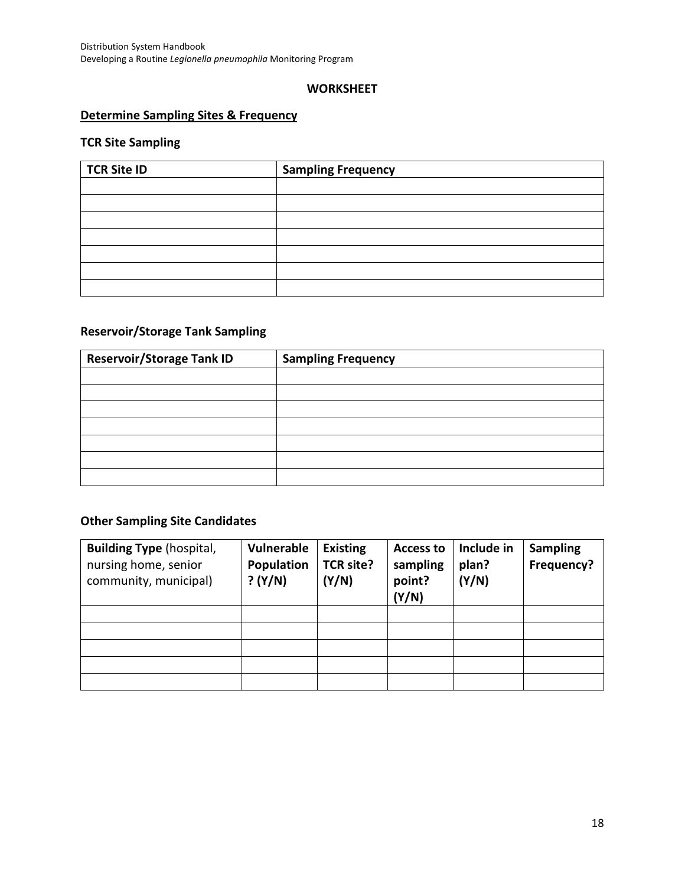**WORKSHEET**

## Determine Sampling Sites & Frequency

### TCR Site Sampling

| TCR Site ID | Sampling Frequency |
|---|---|
| | |
| | |
| | |
| | |
| | |
| | |
| | |

### Reservoir/Storage Tank Sampling

| Reservoir/Storage Tank ID | Sampling Frequency |
|---|---|
| | |
| | |
| | |
| | |
| | |
| | |
| | |

### Other Sampling Site Candidates

| **Building Type** (hospital, nursing home, senior community, municipal) | **Vulnerable Population? (Y/N)** | **Existing TCR site? (Y/N)** | **Access to sampling point? (Y/N)** | **Include in plan? (Y/N)** | **Sampling Frequency?** |
|---|---|---|---|---|---|
| | | | | | |
| | | | | | |
| | | | | | |
| | | | | | |
| | | | | | |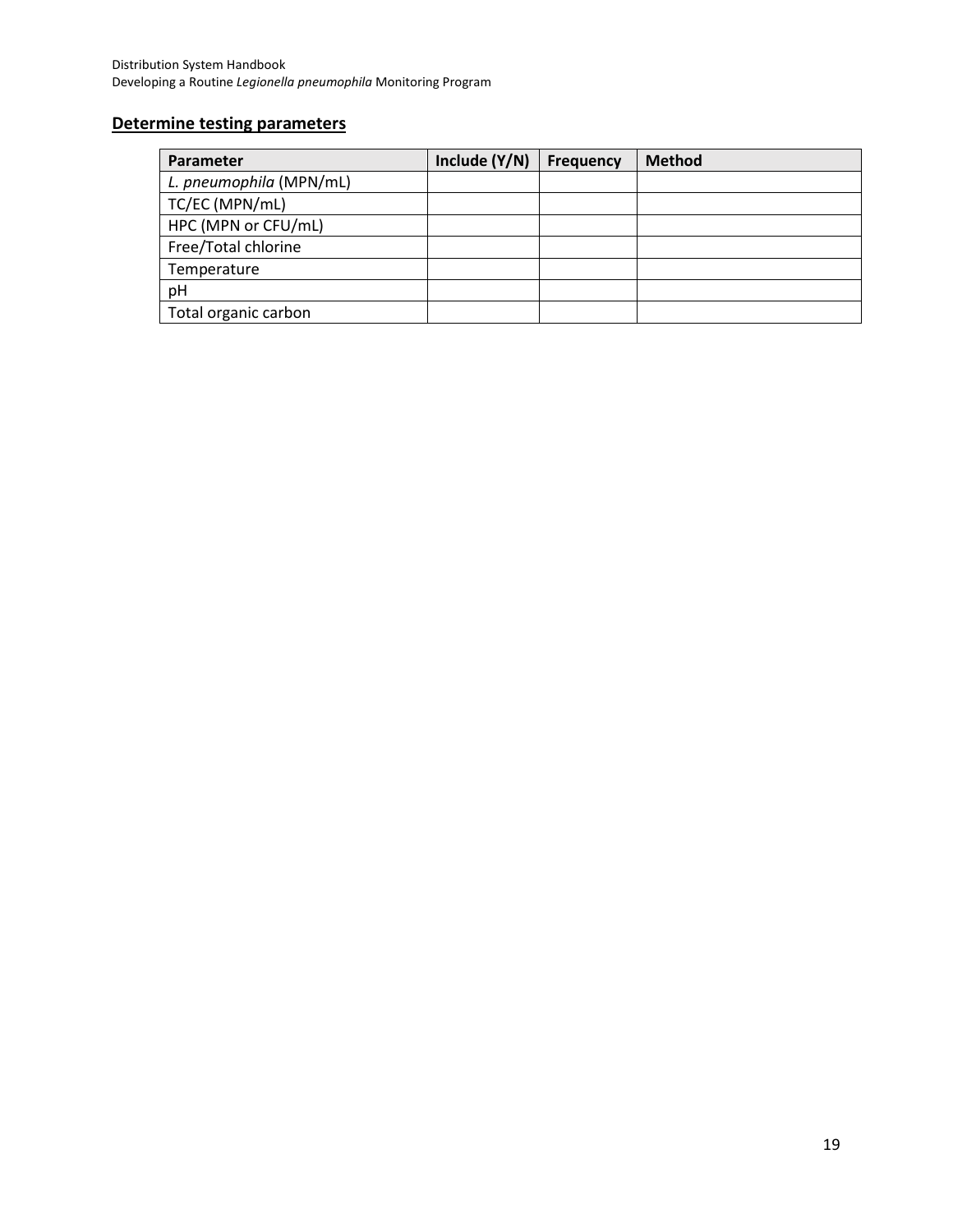## Determine testing parameters

| Parameter | Include (Y/N) | Frequency | Method |
|---|---|---|---|
| *L. pneumophila* (MPN/mL) | | | |
| TC/EC (MPN/mL) | | | |
| HPC (MPN or CFU/mL) | | | |
| Free/Total chlorine | | | |
| Temperature | | | |
| pH | | | |
| Total organic carbon | | | |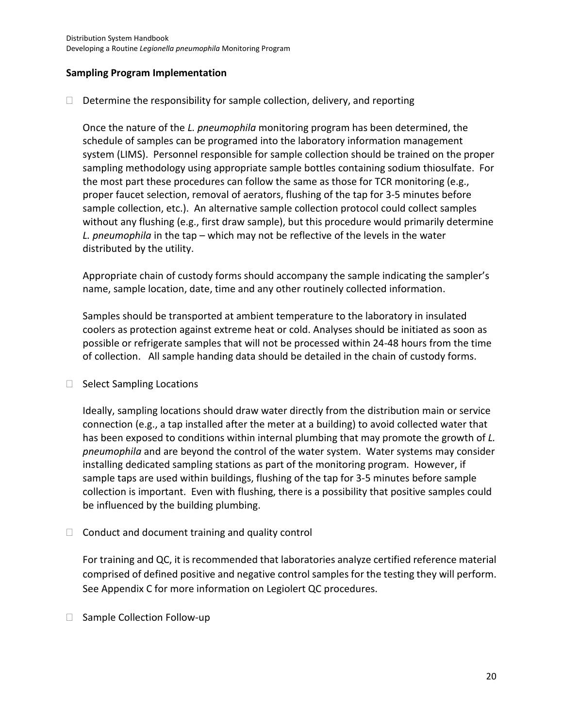### Sampling Program Implementation

- Determine the responsibility for sample collection, delivery, and reporting

  Once the nature of the *L. pneumophila* monitoring program has been determined, the schedule of samples can be programed into the laboratory information management system (LIMS). Personnel responsible for sample collection should be trained on the proper sampling methodology using appropriate sample bottles containing sodium thiosulfate. For the most part these procedures can follow the same as those for TCR monitoring (e.g., proper faucet selection, removal of aerators, flushing of the tap for 3-5 minutes before sample collection, etc.). An alternative sample collection protocol could collect samples without any flushing (e.g., first draw sample), but this procedure would primarily determine *L. pneumophila* in the tap – which may not be reflective of the levels in the water distributed by the utility.

  Appropriate chain of custody forms should accompany the sample indicating the sampler's name, sample location, date, time and any other routinely collected information.

  Samples should be transported at ambient temperature to the laboratory in insulated coolers as protection against extreme heat or cold. Analyses should be initiated as soon as possible or refrigerate samples that will not be processed within 24-48 hours from the time of collection. All sample handing data should be detailed in the chain of custody forms.

- Select Sampling Locations

  Ideally, sampling locations should draw water directly from the distribution main or service connection (e.g., a tap installed after the meter at a building) to avoid collected water that has been exposed to conditions within internal plumbing that may promote the growth of *L. pneumophila* and are beyond the control of the water system. Water systems may consider installing dedicated sampling stations as part of the monitoring program. However, if sample taps are used within buildings, flushing of the tap for 3-5 minutes before sample collection is important. Even with flushing, there is a possibility that positive samples could be influenced by the building plumbing.

- Conduct and document training and quality control

  For training and QC, it is recommended that laboratories analyze certified reference material comprised of defined positive and negative control samples for the testing they will perform. See Appendix C for more information on Legiolert QC procedures.

- Sample Collection Follow-up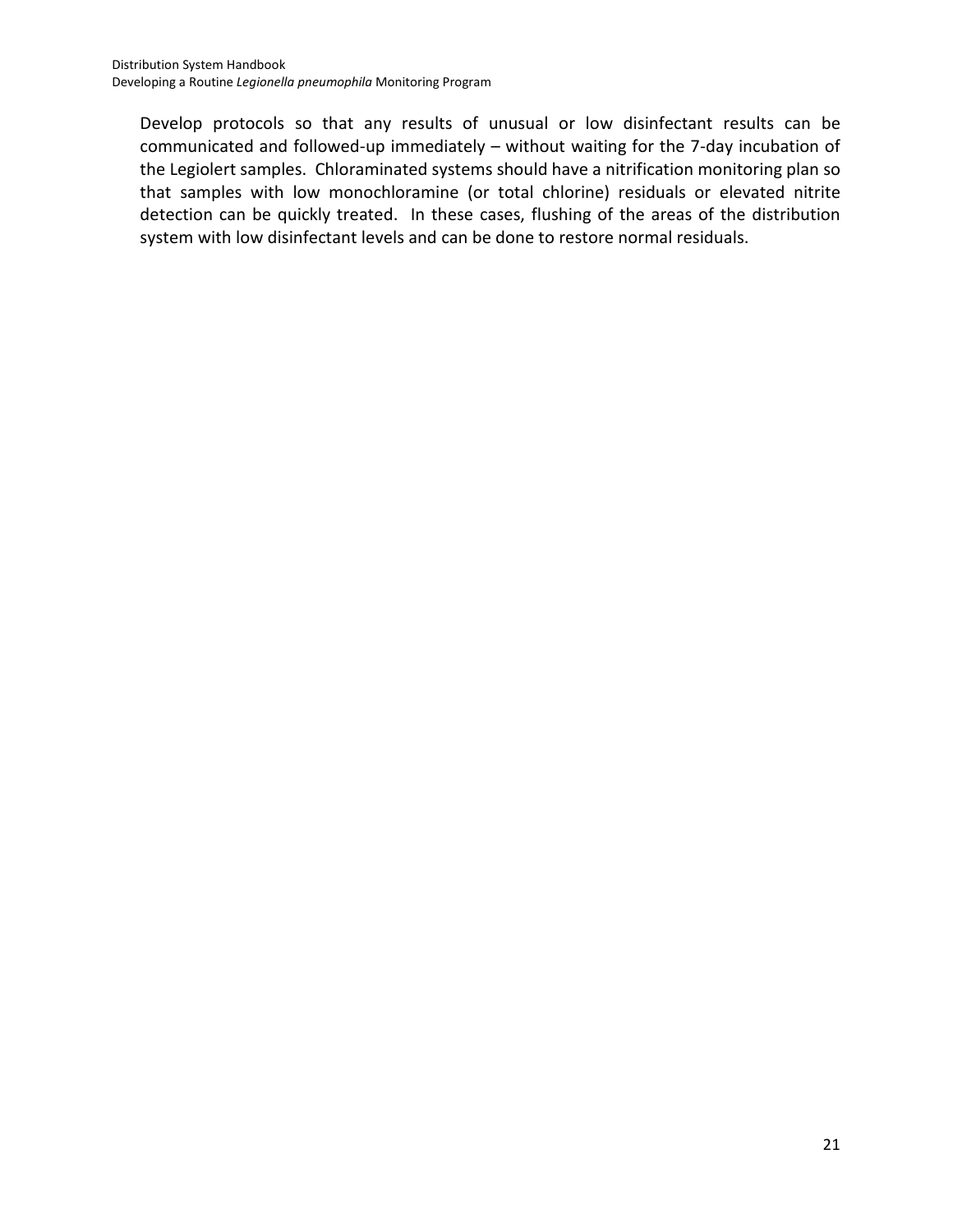Develop protocols so that any results of unusual or low disinfectant results can be communicated and followed-up immediately – without waiting for the 7-day incubation of the Legiolert samples. Chloraminated systems should have a nitrification monitoring plan so that samples with low monochloramine (or total chlorine) residuals or elevated nitrite detection can be quickly treated. In these cases, flushing of the areas of the distribution system with low disinfectant levels and can be done to restore normal residuals.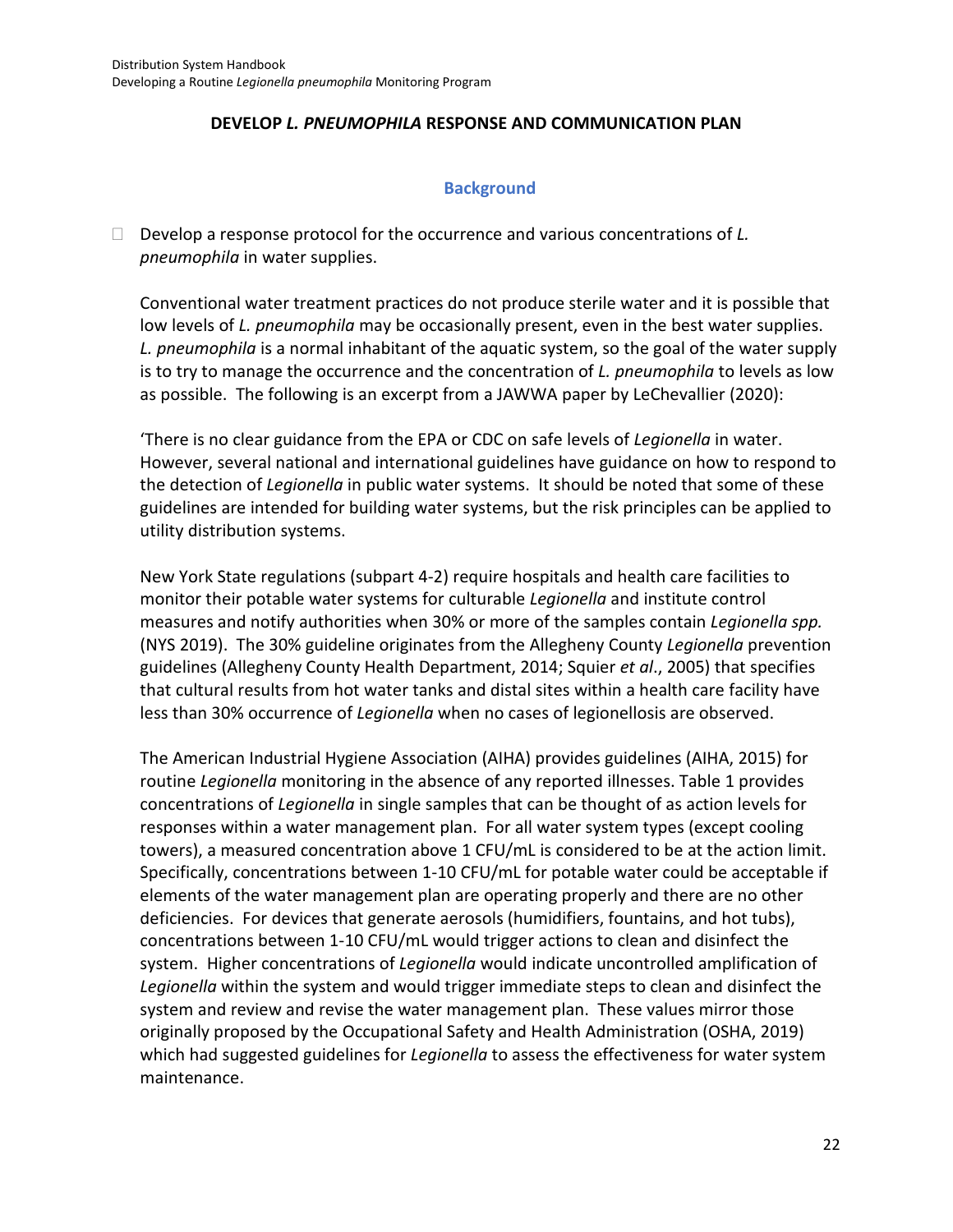## DEVELOP *L. PNEUMOPHILA* RESPONSE AND COMMUNICATION PLAN

### Background

- [ ] Develop a response protocol for the occurrence and various concentrations of *L. pneumophila* in water supplies.

Conventional water treatment practices do not produce sterile water and it is possible that low levels of *L. pneumophila* may be occasionally present, even in the best water supplies. *L. pneumophila* is a normal inhabitant of the aquatic system, so the goal of the water supply is to try to manage the occurrence and the concentration of *L. pneumophila* to levels as low as possible. The following is an excerpt from a JAWWA paper by LeChevallier (2020):

'There is no clear guidance from the EPA or CDC on safe levels of *Legionella* in water. However, several national and international guidelines have guidance on how to respond to the detection of *Legionella* in public water systems. It should be noted that some of these guidelines are intended for building water systems, but the risk principles can be applied to utility distribution systems.

New York State regulations (subpart 4-2) require hospitals and health care facilities to monitor their potable water systems for culturable *Legionella* and institute control measures and notify authorities when 30% or more of the samples contain *Legionella spp.* (NYS 2019). The 30% guideline originates from the Allegheny County *Legionella* prevention guidelines (Allegheny County Health Department, 2014; Squier *et al*., 2005) that specifies that cultural results from hot water tanks and distal sites within a health care facility have less than 30% occurrence of *Legionella* when no cases of legionellosis are observed.

The American Industrial Hygiene Association (AIHA) provides guidelines (AIHA, 2015) for routine *Legionella* monitoring in the absence of any reported illnesses. Table 1 provides concentrations of *Legionella* in single samples that can be thought of as action levels for responses within a water management plan. For all water system types (except cooling towers), a measured concentration above 1 CFU/mL is considered to be at the action limit. Specifically, concentrations between 1-10 CFU/mL for potable water could be acceptable if elements of the water management plan are operating properly and there are no other deficiencies. For devices that generate aerosols (humidifiers, fountains, and hot tubs), concentrations between 1-10 CFU/mL would trigger actions to clean and disinfect the system. Higher concentrations of *Legionella* would indicate uncontrolled amplification of *Legionella* within the system and would trigger immediate steps to clean and disinfect the system and review and revise the water management plan. These values mirror those originally proposed by the Occupational Safety and Health Administration (OSHA, 2019) which had suggested guidelines for *Legionella* to assess the effectiveness for water system maintenance.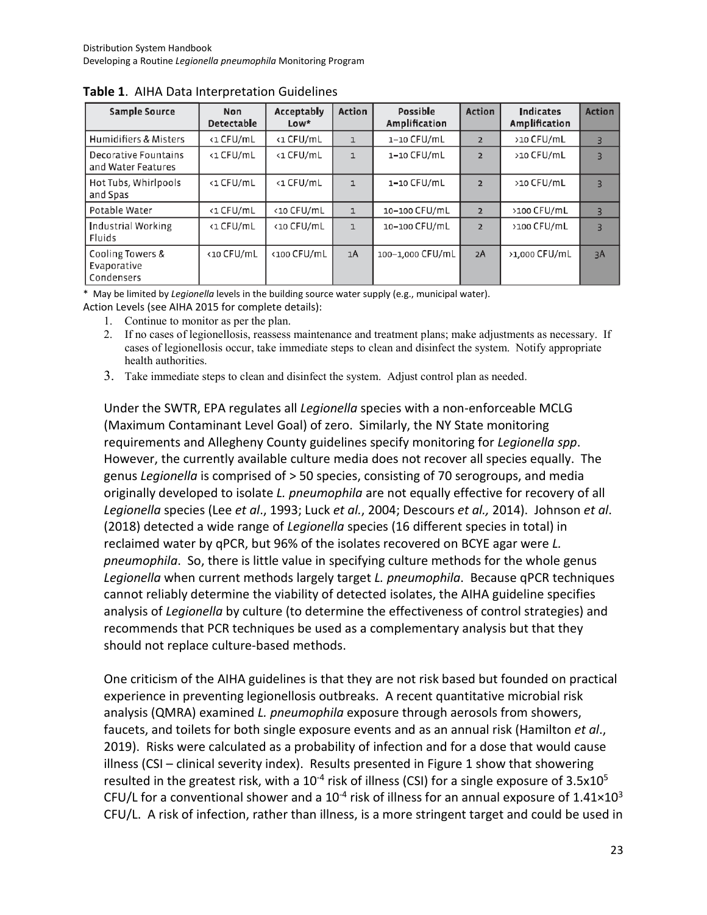**Table 1**. AIHA Data Interpretation Guidelines

| Sample Source | Non Detectable | Acceptably Low* | Action | Possible Amplification | Action | Indicates Amplification | Action |
|---|---|---|---|---|---|---|---|
| Humidifiers & Misters | <1 CFU/mL | <1 CFU/mL | 1 | 1–10 CFU/mL | 2 | >10 CFU/mL | 3 |
| Decorative Fountains and Water Features | <1 CFU/mL | <1 CFU/mL | 1 | 1–10 CFU/mL | 2 | >10 CFU/mL | 3 |
| Hot Tubs, Whirlpools and Spas | <1 CFU/mL | <1 CFU/mL | 1 | 1–10 CFU/mL | 2 | >10 CFU/mL | 3 |
| Potable Water | <1 CFU/mL | <10 CFU/mL | 1 | 10–100 CFU/mL | 2 | >100 CFU/mL | 3 |
| Industrial Working Fluids | <1 CFU/mL | <10 CFU/mL | 1 | 10–100 CFU/mL | 2 | >100 CFU/mL | 3 |
| Cooling Towers & Evaporative Condensers | <10 CFU/mL | <100 CFU/mL | 1A | 100–1,000 CFU/mL | 2A | >1,000 CFU/mL | 3A |

\* May be limited by *Legionella* levels in the building source water supply (e.g., municipal water).

Action Levels (see AIHA 2015 for complete details):

1. Continue to monitor as per the plan.
2. If no cases of legionellosis, reassess maintenance and treatment plans; make adjustments as necessary. If cases of legionellosis occur, take immediate steps to clean and disinfect the system. Notify appropriate health authorities.
3. Take immediate steps to clean and disinfect the system. Adjust control plan as needed.

Under the SWTR, EPA regulates all *Legionella* species with a non-enforceable MCLG (Maximum Contaminant Level Goal) of zero. Similarly, the NY State monitoring requirements and Allegheny County guidelines specify monitoring for *Legionella spp*. However, the currently available culture media does not recover all species equally. The genus *Legionella* is comprised of > 50 species, consisting of 70 serogroups, and media originally developed to isolate *L. pneumophila* are not equally effective for recovery of all *Legionella* species (Lee *et al*., 1993; Luck *et al.*, 2004; Descours *et al.,* 2014). Johnson *et al*. (2018) detected a wide range of *Legionella* species (16 different species in total) in reclaimed water by qPCR, but 96% of the isolates recovered on BCYE agar were *L. pneumophila*. So, there is little value in specifying culture methods for the whole genus *Legionella* when current methods largely target *L. pneumophila*. Because qPCR techniques cannot reliably determine the viability of detected isolates, the AIHA guideline specifies analysis of *Legionella* by culture (to determine the effectiveness of control strategies) and recommends that PCR techniques be used as a complementary analysis but that they should not replace culture-based methods.

One criticism of the AIHA guidelines is that they are not risk based but founded on practical experience in preventing legionellosis outbreaks. A recent quantitative microbial risk analysis (QMRA) examined *L. pneumophila* exposure through aerosols from showers, faucets, and toilets for both single exposure events and as an annual risk (Hamilton *et al*., 2019). Risks were calculated as a probability of infection and for a dose that would cause illness (CSI – clinical severity index). Results presented in Figure 1 show that showering resulted in the greatest risk, with a $10^{-4}$ risk of illness (CSI) for a single exposure of $3.5 \times 10^{5}$ CFU/L for a conventional shower and a $10^{-4}$ risk of illness for an annual exposure of $1.41 \times 10^{3}$ CFU/L. A risk of infection, rather than illness, is a more stringent target and could be used in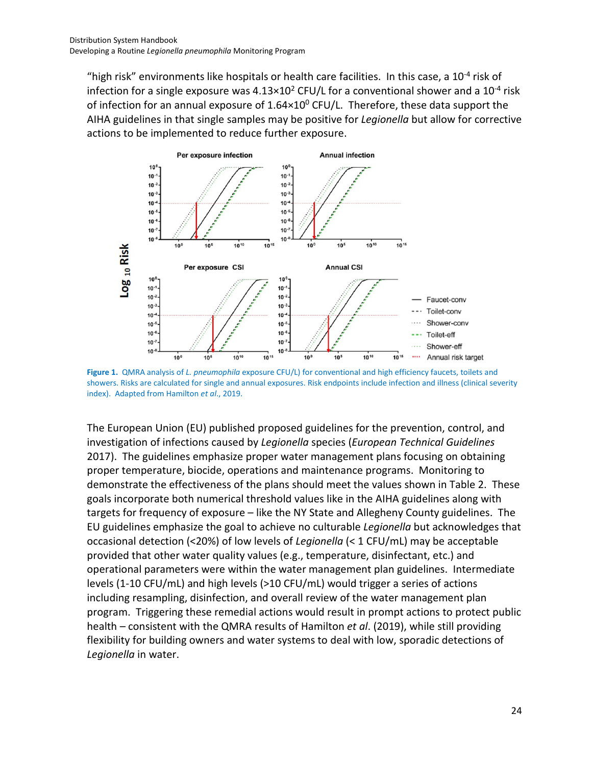"high risk" environments like hospitals or health care facilities. In this case, a $10^{-4}$ risk of infection for a single exposure was $4.13\times10^{2}$ CFU/L for a conventional shower and a $10^{-4}$ risk of infection for an annual exposure of $1.64\times10^{0}$ CFU/L. Therefore, these data support the AIHA guidelines in that single samples may be positive for *Legionella* but allow for corrective actions to be implemented to reduce further exposure.

**Figure 1.** QMRA analysis of *L. pneumophila* exposure CFU/L) for conventional and high efficiency faucets, toilets and showers. Risks are calculated for single and annual exposures. Risk endpoints include infection and illness (clinical severity index). Adapted from Hamilton *et al*., 2019.

The European Union (EU) published proposed guidelines for the prevention, control, and investigation of infections caused by *Legionella* species (*European Technical Guidelines* 2017). The guidelines emphasize proper water management plans focusing on obtaining proper temperature, biocide, operations and maintenance programs. Monitoring to demonstrate the effectiveness of the plans should meet the values shown in Table 2. These goals incorporate both numerical threshold values like in the AIHA guidelines along with targets for frequency of exposure – like the NY State and Allegheny County guidelines. The EU guidelines emphasize the goal to achieve no culturable *Legionella* but acknowledges that occasional detection (<20%) of low levels of *Legionella* (< 1 CFU/mL) may be acceptable provided that other water quality values (e.g., temperature, disinfectant, etc.) and operational parameters were within the water management plan guidelines. Intermediate levels (1-10 CFU/mL) and high levels (>10 CFU/mL) would trigger a series of actions including resampling, disinfection, and overall review of the water management plan program. Triggering these remedial actions would result in prompt actions to protect public health – consistent with the QMRA results of Hamilton *et al*. (2019), while still providing flexibility for building owners and water systems to deal with low, sporadic detections of *Legionella* in water.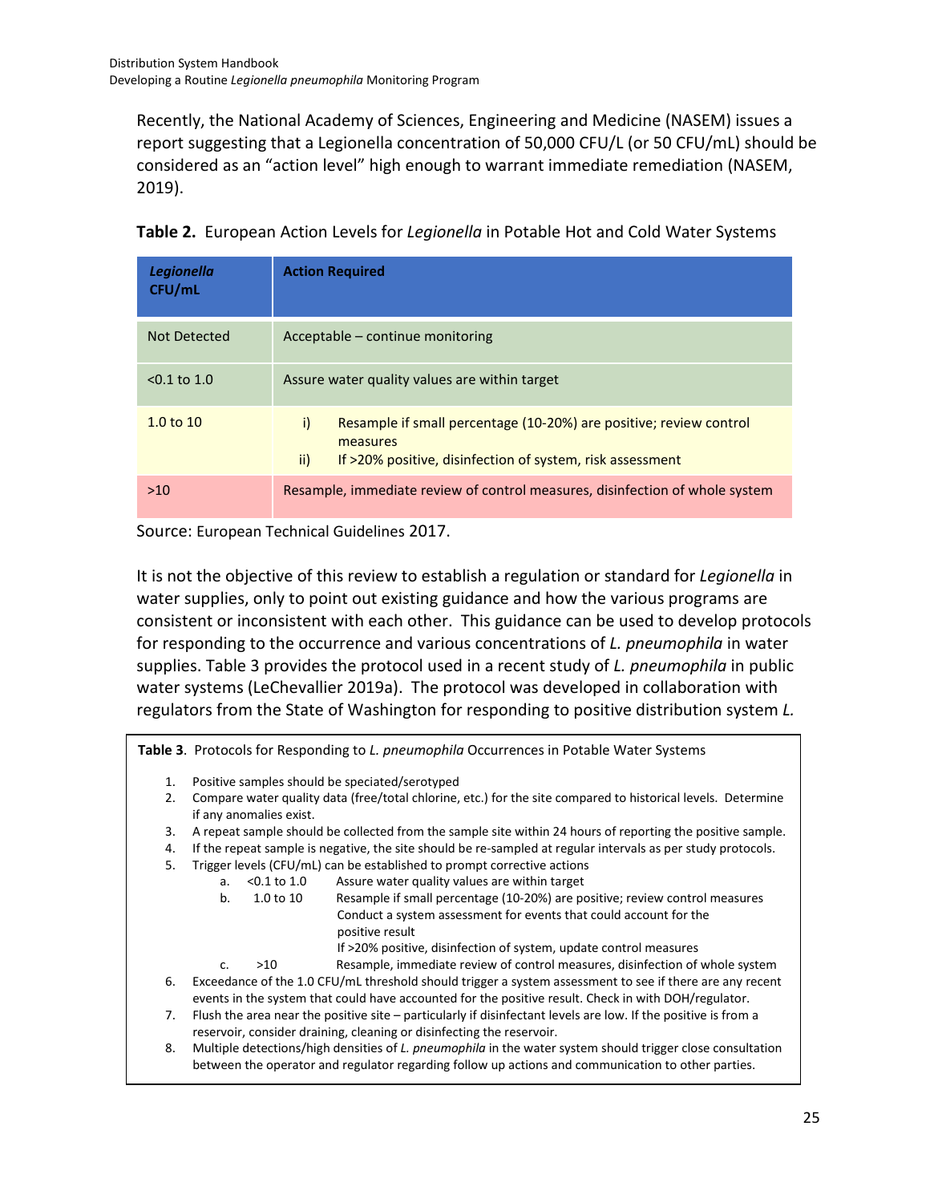Recently, the National Academy of Sciences, Engineering and Medicine (NASEM) issues a report suggesting that a Legionella concentration of 50,000 CFU/L (or 50 CFU/mL) should be considered as an "action level" high enough to warrant immediate remediation (NASEM, 2019).

**Table 2.** European Action Levels for *Legionella* in Potable Hot and Cold Water Systems

| ***Legionella* CFU/mL** | **Action Required** |
|---|---|
| Not Detected | Acceptable – continue monitoring |
| <0.1 to 1.0 | Assure water quality values are within target |
| 1.0 to 10 | i) Resample if small percentage (10-20%) are positive; review control measures<br>ii) If >20% positive, disinfection of system, risk assessment |
| >10 | Resample, immediate review of control measures, disinfection of whole system |

Source: European Technical Guidelines 2017.

It is not the objective of this review to establish a regulation or standard for *Legionella* in water supplies, only to point out existing guidance and how the various programs are consistent or inconsistent with each other. This guidance can be used to develop protocols for responding to the occurrence and various concentrations of *L. pneumophila* in water supplies. Table 3 provides the protocol used in a recent study of *L. pneumophila* in public water systems (LeChevallier 2019a). The protocol was developed in collaboration with regulators from the State of Washington for responding to positive distribution system *L.*

**Table 3**. Protocols for Responding to *L. pneumophila* Occurrences in Potable Water Systems

1. Positive samples should be speciated/serotyped
2. Compare water quality data (free/total chlorine, etc.) for the site compared to historical levels. Determine if any anomalies exist.
3. A repeat sample should be collected from the sample site within 24 hours of reporting the positive sample.
4. If the repeat sample is negative, the site should be re-sampled at regular intervals as per study protocols.
5. Trigger levels (CFU/mL) can be established to prompt corrective actions
   a. <0.1 to 1.0 — Assure water quality values are within target
   b. 1.0 to 10 — Resample if small percentage (10-20%) are positive; review control measures
      Conduct a system assessment for events that could account for the positive result
      If >20% positive, disinfection of system, update control measures
   c. >10 — Resample, immediate review of control measures, disinfection of whole system
6. Exceedance of the 1.0 CFU/mL threshold should trigger a system assessment to see if there are any recent events in the system that could have accounted for the positive result. Check in with DOH/regulator.
7. Flush the area near the positive site – particularly if disinfectant levels are low. If the positive is from a reservoir, consider draining, cleaning or disinfecting the reservoir.
8. Multiple detections/high densities of *L. pneumophila* in the water system should trigger close consultation between the operator and regulator regarding follow up actions and communication to other parties.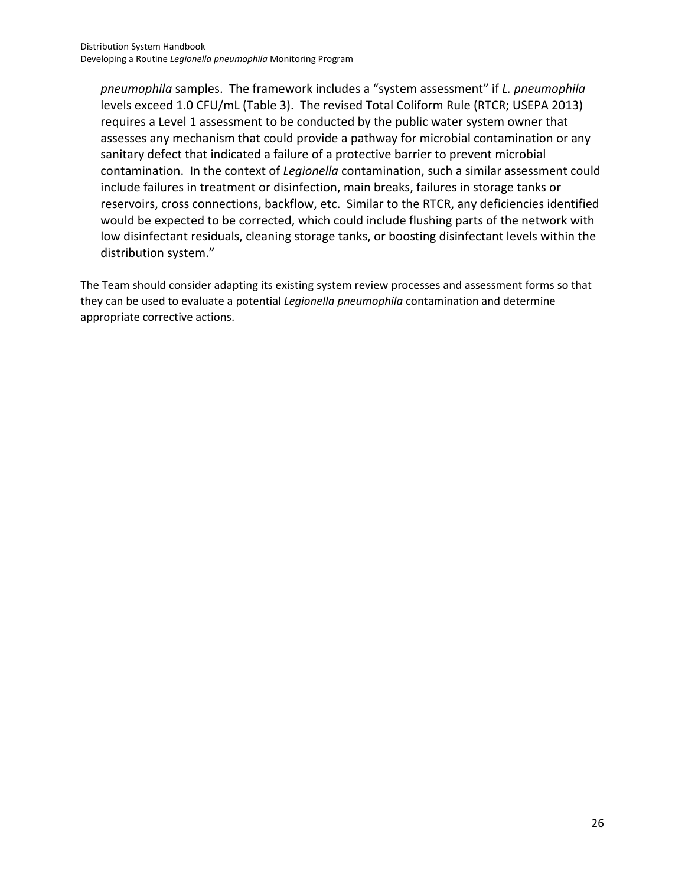> *pneumophila* samples. The framework includes a "system assessment" if *L. pneumophila* levels exceed 1.0 CFU/mL (Table 3). The revised Total Coliform Rule (RTCR; USEPA 2013) requires a Level 1 assessment to be conducted by the public water system owner that assesses any mechanism that could provide a pathway for microbial contamination or any sanitary defect that indicated a failure of a protective barrier to prevent microbial contamination. In the context of *Legionella* contamination, such a similar assessment could include failures in treatment or disinfection, main breaks, failures in storage tanks or reservoirs, cross connections, backflow, etc. Similar to the RTCR, any deficiencies identified would be expected to be corrected, which could include flushing parts of the network with low disinfectant residuals, cleaning storage tanks, or boosting disinfectant levels within the distribution system."

The Team should consider adapting its existing system review processes and assessment forms so that they can be used to evaluate a potential *Legionella pneumophila* contamination and determine appropriate corrective actions.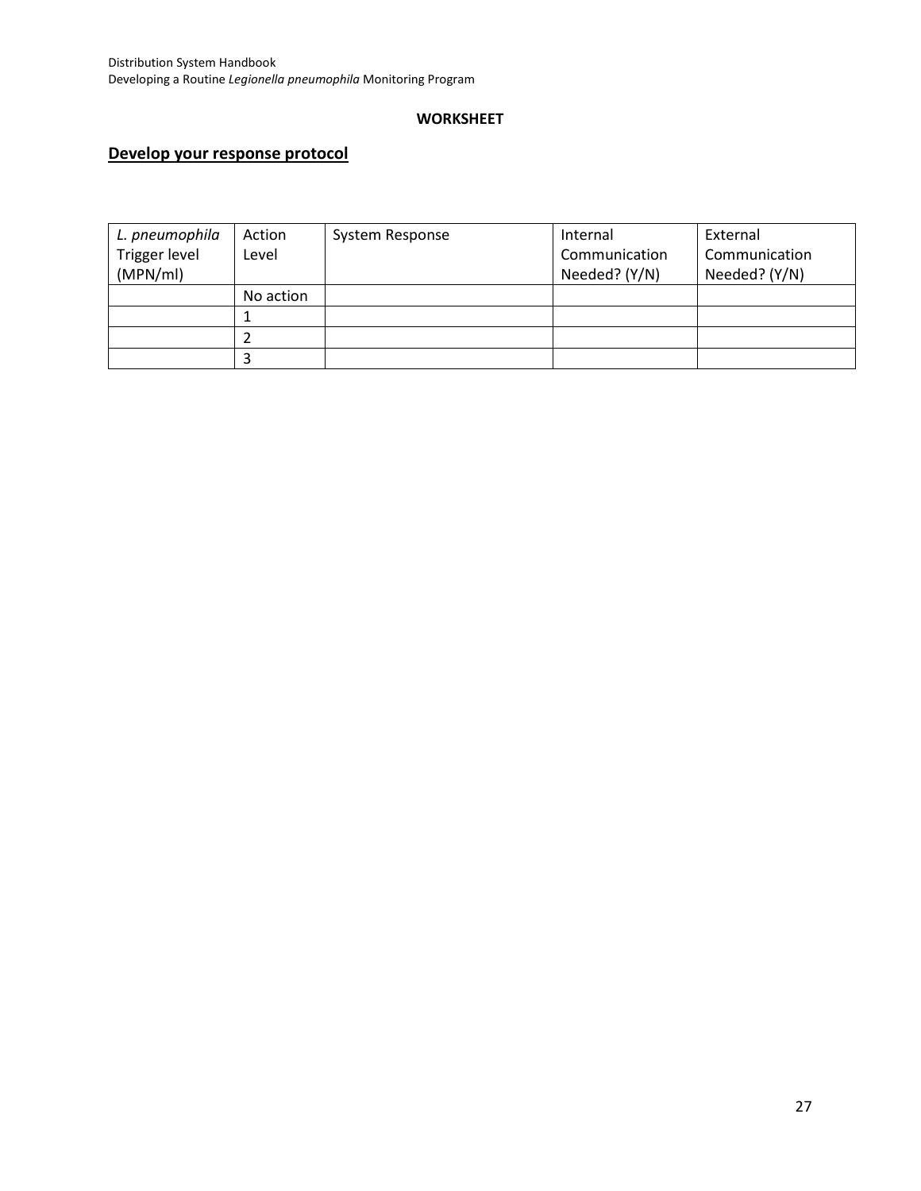**WORKSHEET**

## Develop your response protocol

| *L. pneumophila* Trigger level (MPN/ml) | Action Level | System Response | Internal Communication Needed? (Y/N) | External Communication Needed? (Y/N) |
|---|---|---|---|---|
| | No action | | | |
| | 1 | | | |
| | 2 | | | |
| | 3 | | | |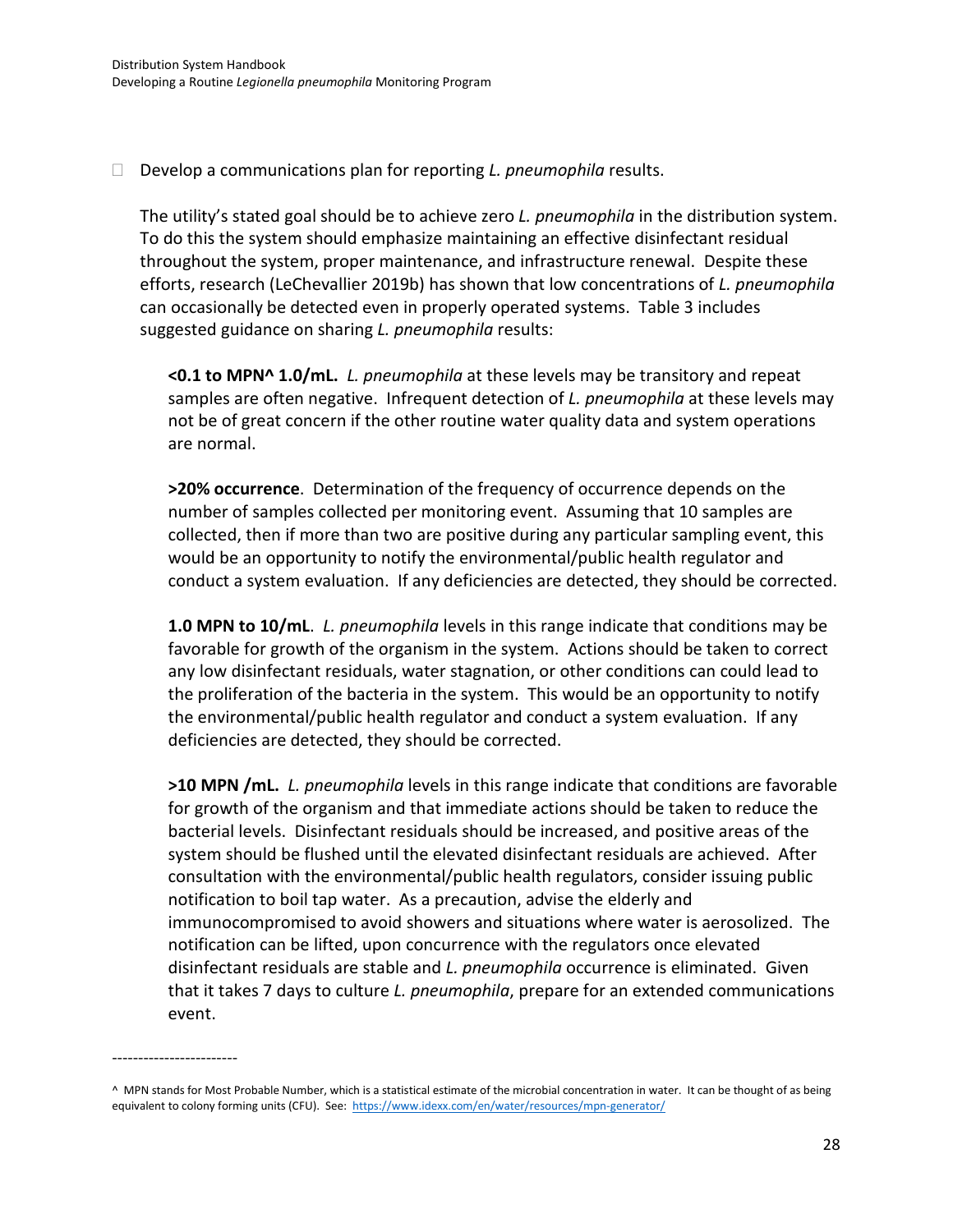- [ ] Develop a communications plan for reporting *L. pneumophila* results.

The utility's stated goal should be to achieve zero *L. pneumophila* in the distribution system. To do this the system should emphasize maintaining an effective disinfectant residual throughout the system, proper maintenance, and infrastructure renewal. Despite these efforts, research (LeChevallier 2019b) has shown that low concentrations of *L. pneumophila* can occasionally be detected even in properly operated systems. Table 3 includes suggested guidance on sharing *L. pneumophila* results:

**<0.1 to MPN^ 1.0/mL.** *L. pneumophila* at these levels may be transitory and repeat samples are often negative. Infrequent detection of *L. pneumophila* at these levels may not be of great concern if the other routine water quality data and system operations are normal.

**>20% occurrence**. Determination of the frequency of occurrence depends on the number of samples collected per monitoring event. Assuming that 10 samples are collected, then if more than two are positive during any particular sampling event, this would be an opportunity to notify the environmental/public health regulator and conduct a system evaluation. If any deficiencies are detected, they should be corrected.

**1.0 MPN to 10/mL**. *L. pneumophila* levels in this range indicate that conditions may be favorable for growth of the organism in the system. Actions should be taken to correct any low disinfectant residuals, water stagnation, or other conditions can could lead to the proliferation of the bacteria in the system. This would be an opportunity to notify the environmental/public health regulator and conduct a system evaluation. If any deficiencies are detected, they should be corrected.

**>10 MPN /mL.** *L. pneumophila* levels in this range indicate that conditions are favorable for growth of the organism and that immediate actions should be taken to reduce the bacterial levels. Disinfectant residuals should be increased, and positive areas of the system should be flushed until the elevated disinfectant residuals are achieved. After consultation with the environmental/public health regulators, consider issuing public notification to boil tap water. As a precaution, advise the elderly and immunocompromised to avoid showers and situations where water is aerosolized. The notification can be lifted, upon concurrence with the regulators once elevated disinfectant residuals are stable and *L. pneumophila* occurrence is eliminated. Given that it takes 7 days to culture *L. pneumophila*, prepare for an extended communications event.

------------------------

^ MPN stands for Most Probable Number, which is a statistical estimate of the microbial concentration in water. It can be thought of as being equivalent to colony forming units (CFU). See: https://www.idexx.com/en/water/resources/mpn-generator/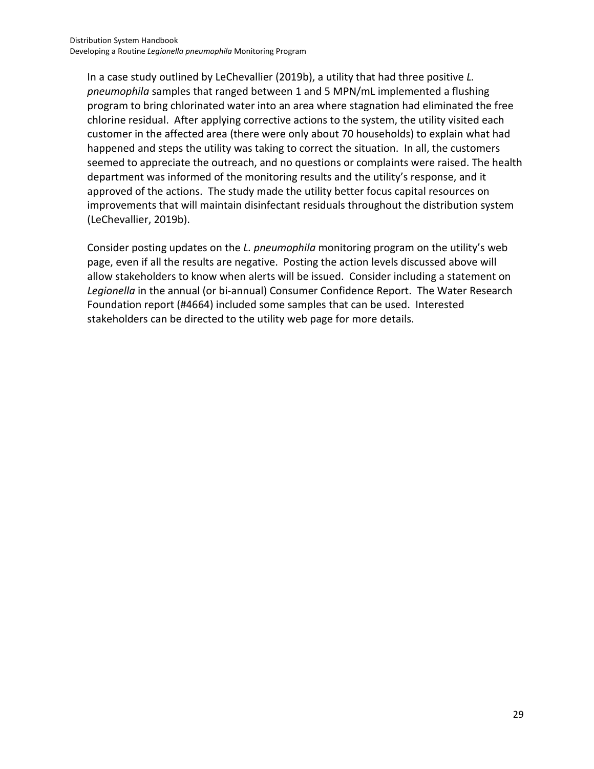In a case study outlined by LeChevallier (2019b), a utility that had three positive *L. pneumophila* samples that ranged between 1 and 5 MPN/mL implemented a flushing program to bring chlorinated water into an area where stagnation had eliminated the free chlorine residual. After applying corrective actions to the system, the utility visited each customer in the affected area (there were only about 70 households) to explain what had happened and steps the utility was taking to correct the situation. In all, the customers seemed to appreciate the outreach, and no questions or complaints were raised. The health department was informed of the monitoring results and the utility's response, and it approved of the actions. The study made the utility better focus capital resources on improvements that will maintain disinfectant residuals throughout the distribution system (LeChevallier, 2019b).

Consider posting updates on the *L. pneumophila* monitoring program on the utility's web page, even if all the results are negative. Posting the action levels discussed above will allow stakeholders to know when alerts will be issued. Consider including a statement on *Legionella* in the annual (or bi-annual) Consumer Confidence Report. The Water Research Foundation report (#4664) included some samples that can be used. Interested stakeholders can be directed to the utility web page for more details.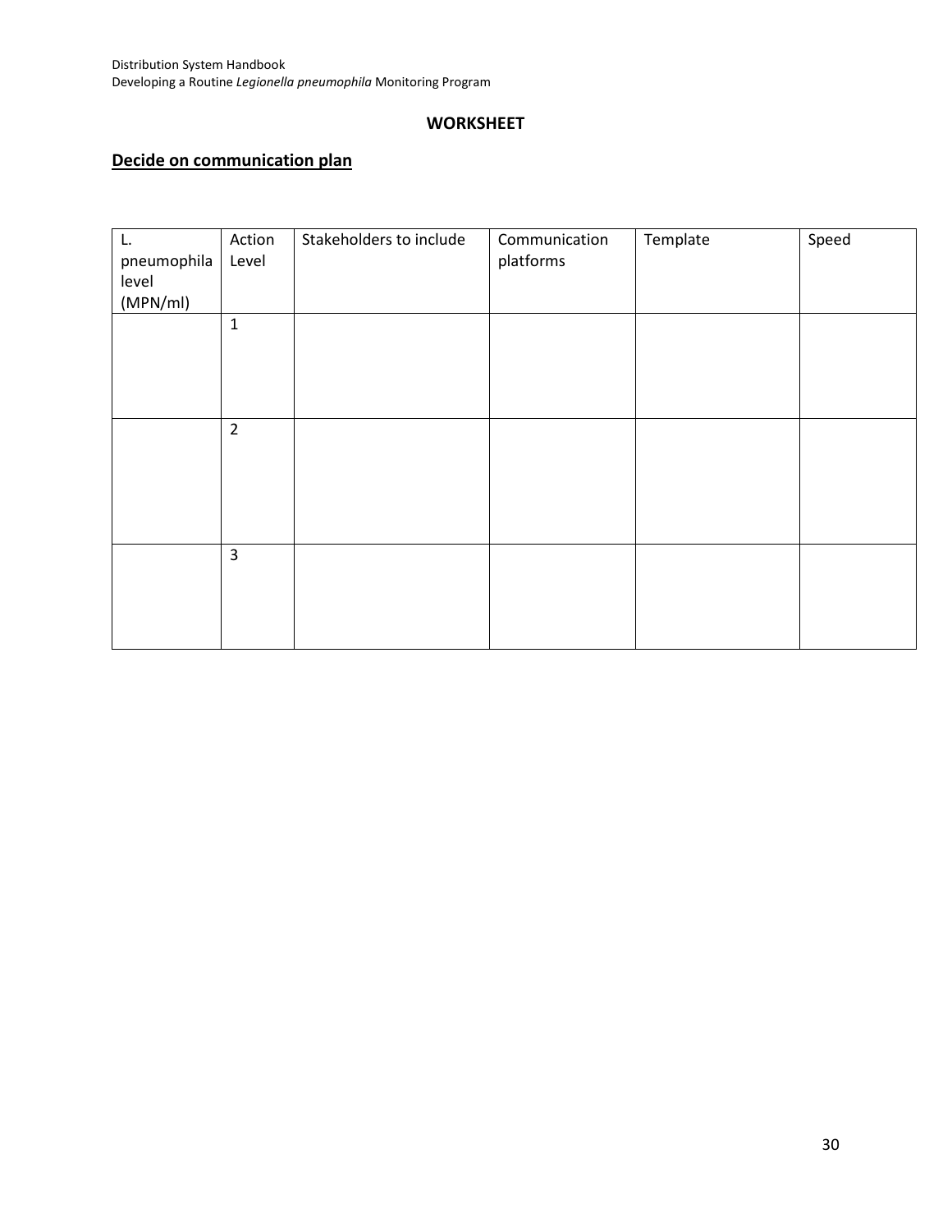## WORKSHEET

## Decide on communication plan

| L. pneumophila level (MPN/ml) | Action Level | Stakeholders to include | Communication platforms | Template | Speed |
|---|---|---|---|---|---|
| | 1 | | | | |
| | 2 | | | | |
| | 3 | | | | |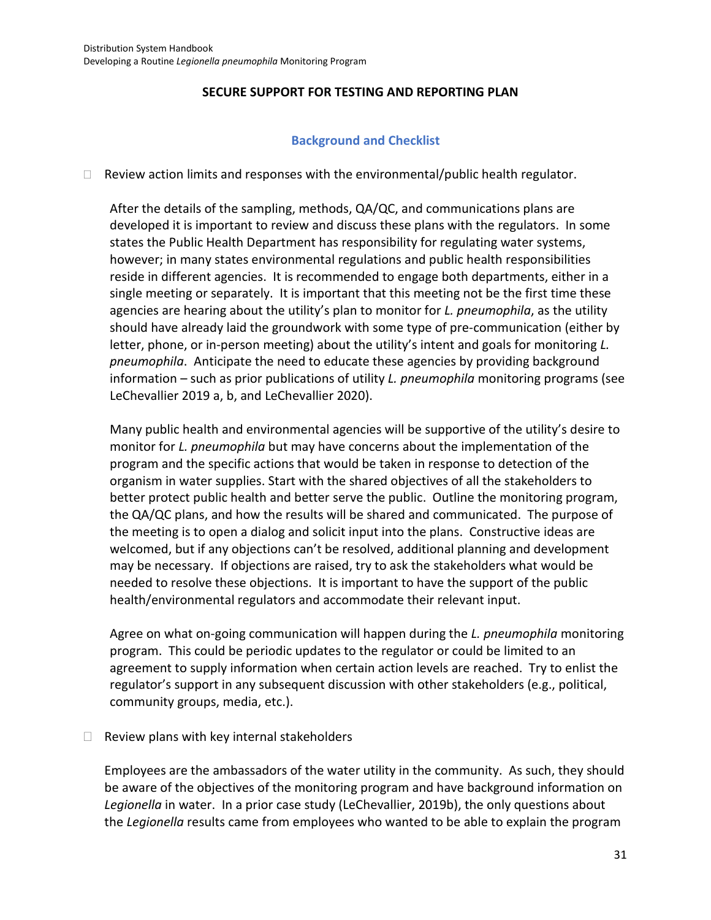## SECURE SUPPORT FOR TESTING AND REPORTING PLAN

### Background and Checklist

- ☐ Review action limits and responses with the environmental/public health regulator.

  After the details of the sampling, methods, QA/QC, and communications plans are developed it is important to review and discuss these plans with the regulators. In some states the Public Health Department has responsibility for regulating water systems, however; in many states environmental regulations and public health responsibilities reside in different agencies. It is recommended to engage both departments, either in a single meeting or separately. It is important that this meeting not be the first time these agencies are hearing about the utility's plan to monitor for *L. pneumophila*, as the utility should have already laid the groundwork with some type of pre-communication (either by letter, phone, or in-person meeting) about the utility's intent and goals for monitoring *L. pneumophila*. Anticipate the need to educate these agencies by providing background information – such as prior publications of utility *L. pneumophila* monitoring programs (see LeChevallier 2019 a, b, and LeChevallier 2020).

  Many public health and environmental agencies will be supportive of the utility's desire to monitor for *L. pneumophila* but may have concerns about the implementation of the program and the specific actions that would be taken in response to detection of the organism in water supplies. Start with the shared objectives of all the stakeholders to better protect public health and better serve the public. Outline the monitoring program, the QA/QC plans, and how the results will be shared and communicated. The purpose of the meeting is to open a dialog and solicit input into the plans. Constructive ideas are welcomed, but if any objections can't be resolved, additional planning and development may be necessary. If objections are raised, try to ask the stakeholders what would be needed to resolve these objections. It is important to have the support of the public health/environmental regulators and accommodate their relevant input.

  Agree on what on-going communication will happen during the *L. pneumophila* monitoring program. This could be periodic updates to the regulator or could be limited to an agreement to supply information when certain action levels are reached. Try to enlist the regulator's support in any subsequent discussion with other stakeholders (e.g., political, community groups, media, etc.).

- ☐ Review plans with key internal stakeholders

  Employees are the ambassadors of the water utility in the community. As such, they should be aware of the objectives of the monitoring program and have background information on *Legionella* in water. In a prior case study (LeChevallier, 2019b), the only questions about the *Legionella* results came from employees who wanted to be able to explain the program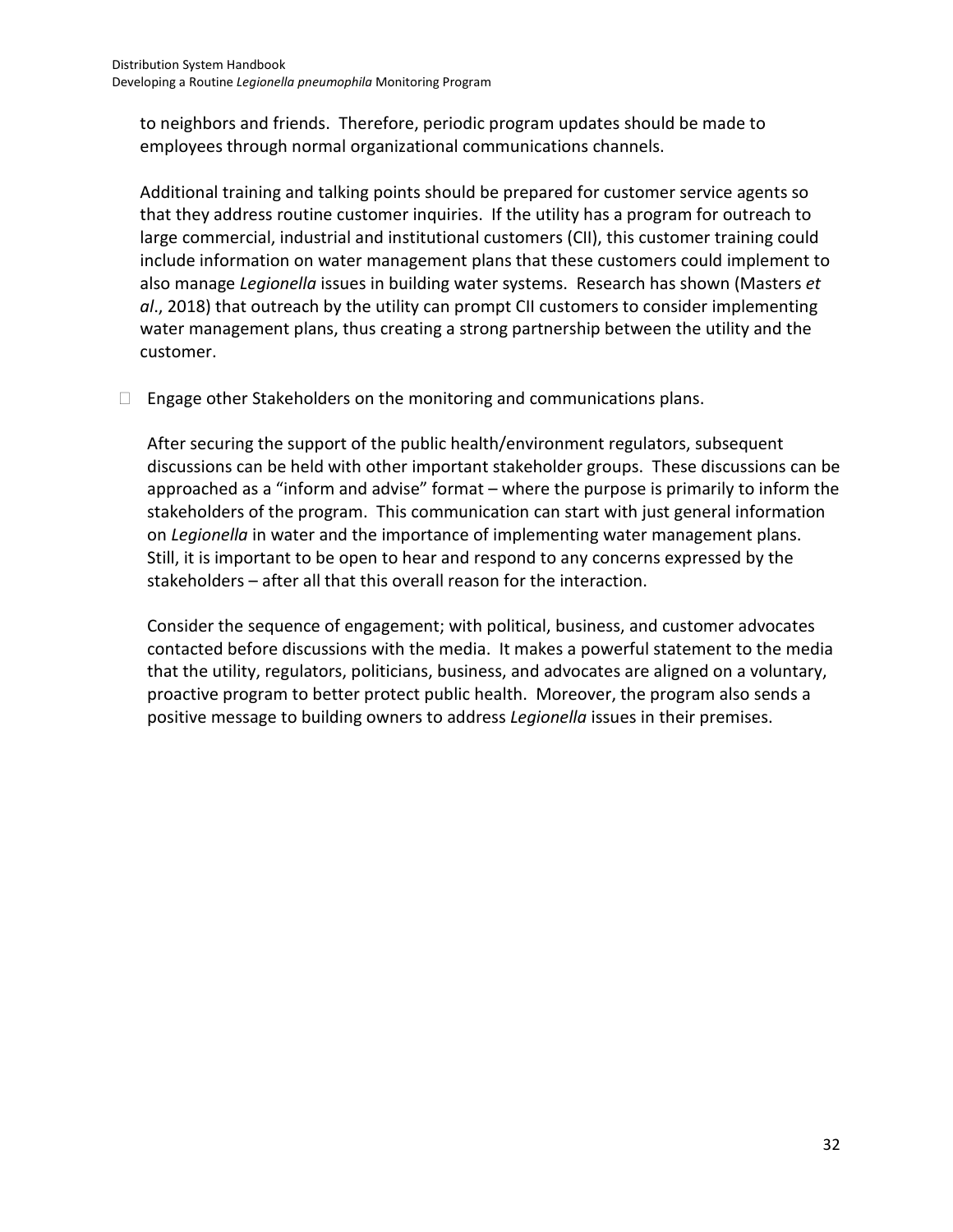to neighbors and friends. Therefore, periodic program updates should be made to employees through normal organizational communications channels.

Additional training and talking points should be prepared for customer service agents so that they address routine customer inquiries. If the utility has a program for outreach to large commercial, industrial and institutional customers (CII), this customer training could include information on water management plans that these customers could implement to also manage *Legionella* issues in building water systems. Research has shown (Masters *et al*., 2018) that outreach by the utility can prompt CII customers to consider implementing water management plans, thus creating a strong partnership between the utility and the customer.

- Engage other Stakeholders on the monitoring and communications plans.

  After securing the support of the public health/environment regulators, subsequent discussions can be held with other important stakeholder groups. These discussions can be approached as a "inform and advise" format – where the purpose is primarily to inform the stakeholders of the program. This communication can start with just general information on *Legionella* in water and the importance of implementing water management plans. Still, it is important to be open to hear and respond to any concerns expressed by the stakeholders – after all that this overall reason for the interaction.

  Consider the sequence of engagement; with political, business, and customer advocates contacted before discussions with the media. It makes a powerful statement to the media that the utility, regulators, politicians, business, and advocates are aligned on a voluntary, proactive program to better protect public health. Moreover, the program also sends a positive message to building owners to address *Legionella* issues in their premises.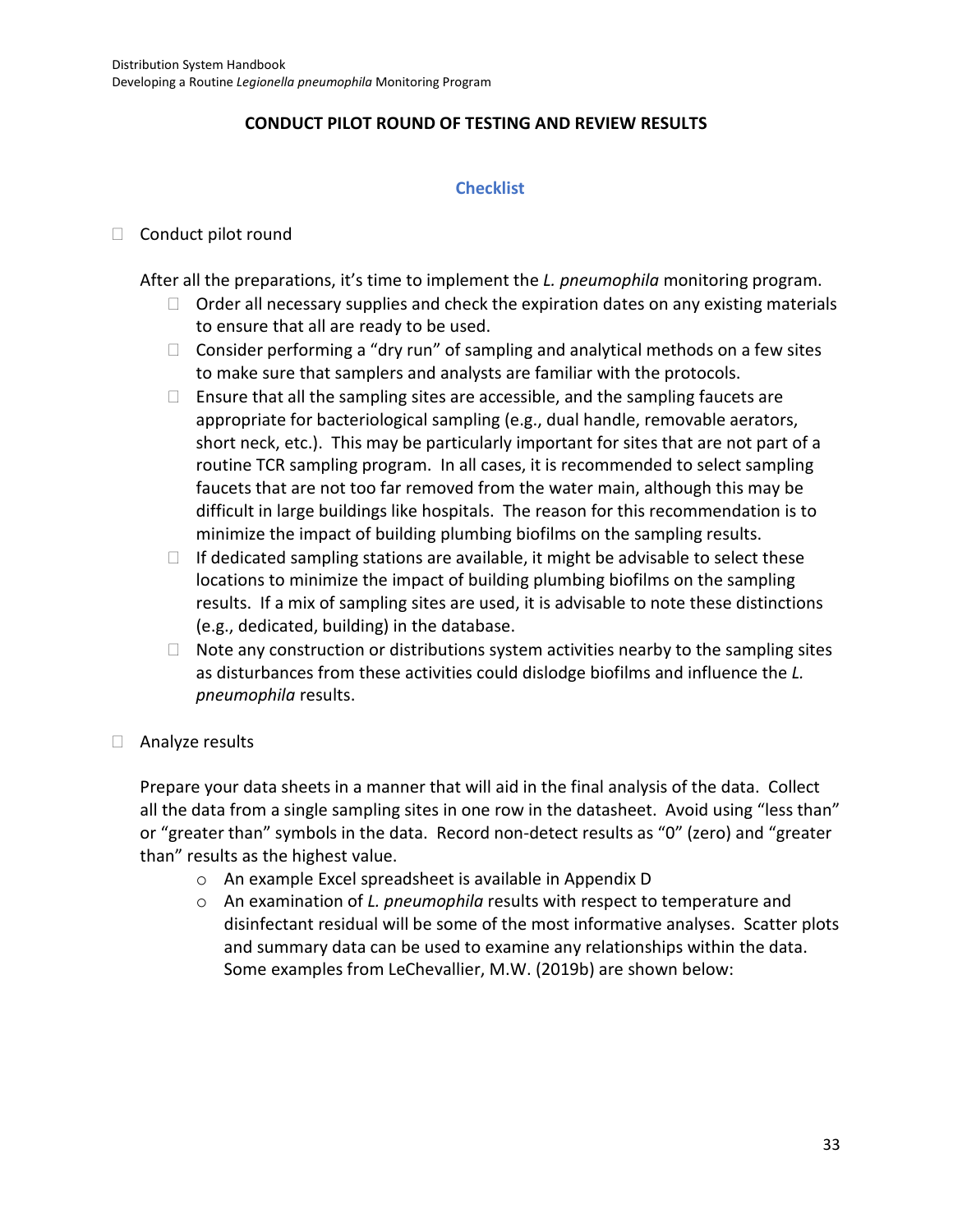## CONDUCT PILOT ROUND OF TESTING AND REVIEW RESULTS

### Checklist

- ☐ Conduct pilot round

  After all the preparations, it's time to implement the *L. pneumophila* monitoring program.

  - ☐ Order all necessary supplies and check the expiration dates on any existing materials to ensure that all are ready to be used.
  - ☐ Consider performing a "dry run" of sampling and analytical methods on a few sites to make sure that samplers and analysts are familiar with the protocols.
  - ☐ Ensure that all the sampling sites are accessible, and the sampling faucets are appropriate for bacteriological sampling (e.g., dual handle, removable aerators, short neck, etc.). This may be particularly important for sites that are not part of a routine TCR sampling program. In all cases, it is recommended to select sampling faucets that are not too far removed from the water main, although this may be difficult in large buildings like hospitals. The reason for this recommendation is to minimize the impact of building plumbing biofilms on the sampling results.
  - ☐ If dedicated sampling stations are available, it might be advisable to select these locations to minimize the impact of building plumbing biofilms on the sampling results. If a mix of sampling sites are used, it is advisable to note these distinctions (e.g., dedicated, building) in the database.
  - ☐ Note any construction or distributions system activities nearby to the sampling sites as disturbances from these activities could dislodge biofilms and influence the *L. pneumophila* results.

- ☐ Analyze results

  Prepare your data sheets in a manner that will aid in the final analysis of the data. Collect all the data from a single sampling sites in one row in the datasheet. Avoid using "less than" or "greater than" symbols in the data. Record non-detect results as "0" (zero) and "greater than" results as the highest value.

  - An example Excel spreadsheet is available in Appendix D
  - An examination of *L. pneumophila* results with respect to temperature and disinfectant residual will be some of the most informative analyses. Scatter plots and summary data can be used to examine any relationships within the data. Some examples from LeChevallier, M.W. (2019b) are shown below: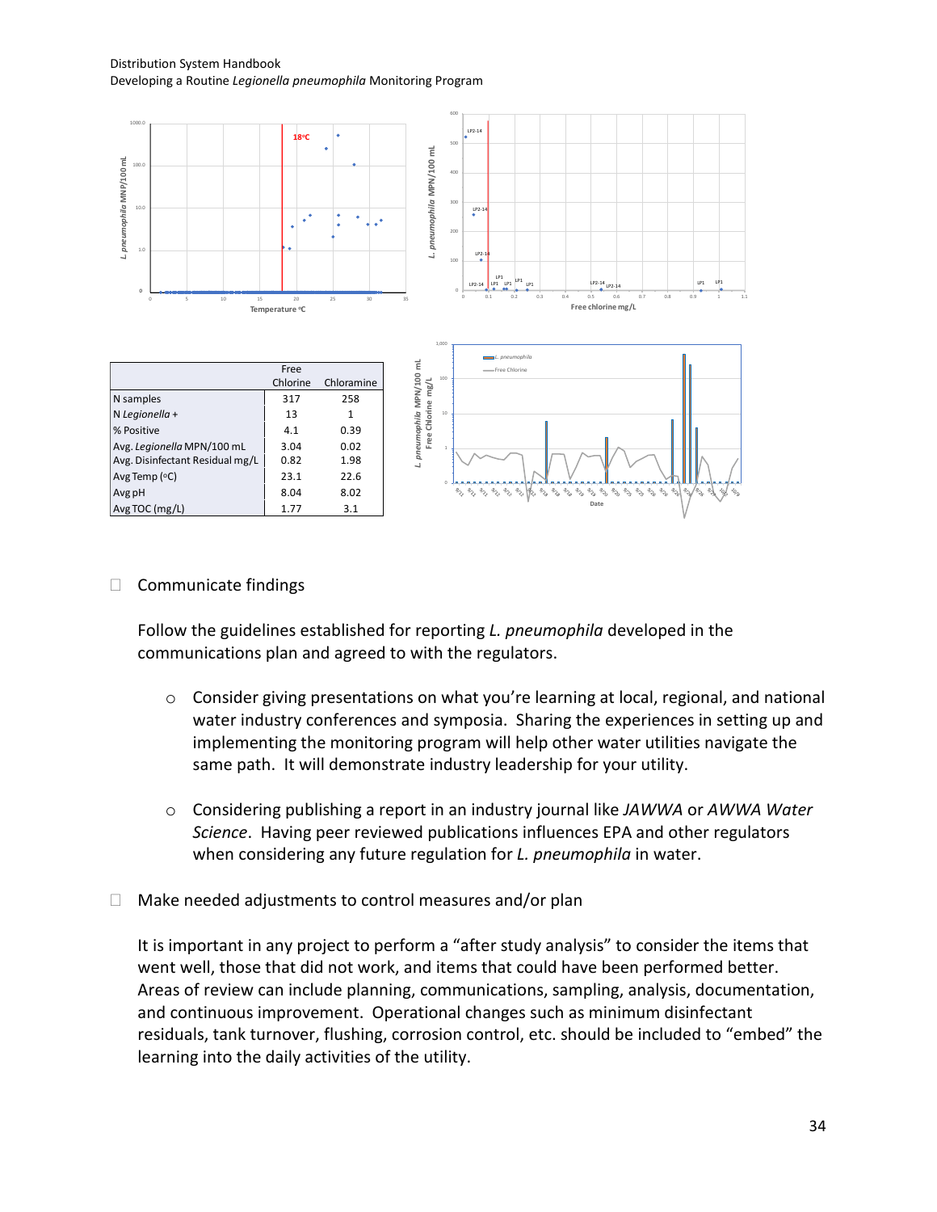| | Free Chlorine | Chloramine |
|---|---|---|
| N samples | 317 | 258 |
| N *Legionella* + | 13 | 1 |
| % Positive | 4.1 | 0.39 |
| Avg. *Legionella* MPN/100 mL | 3.04 | 0.02 |
| Avg. Disinfectant Residual mg/L | 0.82 | 1.98 |
| Avg Temp (°C) | 23.1 | 22.6 |
| Avg pH | 8.04 | 8.02 |
| Avg TOC (mg/L) | 1.77 | 3.1 |

- ☐ Communicate findings

  Follow the guidelines established for reporting *L. pneumophila* developed in the communications plan and agreed to with the regulators.

  - Consider giving presentations on what you're learning at local, regional, and national water industry conferences and symposia. Sharing the experiences in setting up and implementing the monitoring program will help other water utilities navigate the same path. It will demonstrate industry leadership for your utility.

  - Considering publishing a report in an industry journal like *JAWWA* or *AWWA Water Science*. Having peer reviewed publications influences EPA and other regulators when considering any future regulation for *L. pneumophila* in water.

- ☐ Make needed adjustments to control measures and/or plan

  It is important in any project to perform a "after study analysis" to consider the items that went well, those that did not work, and items that could have been performed better. Areas of review can include planning, communications, sampling, analysis, documentation, and continuous improvement. Operational changes such as minimum disinfectant residuals, tank turnover, flushing, corrosion control, etc. should be included to "embed" the learning into the daily activities of the utility.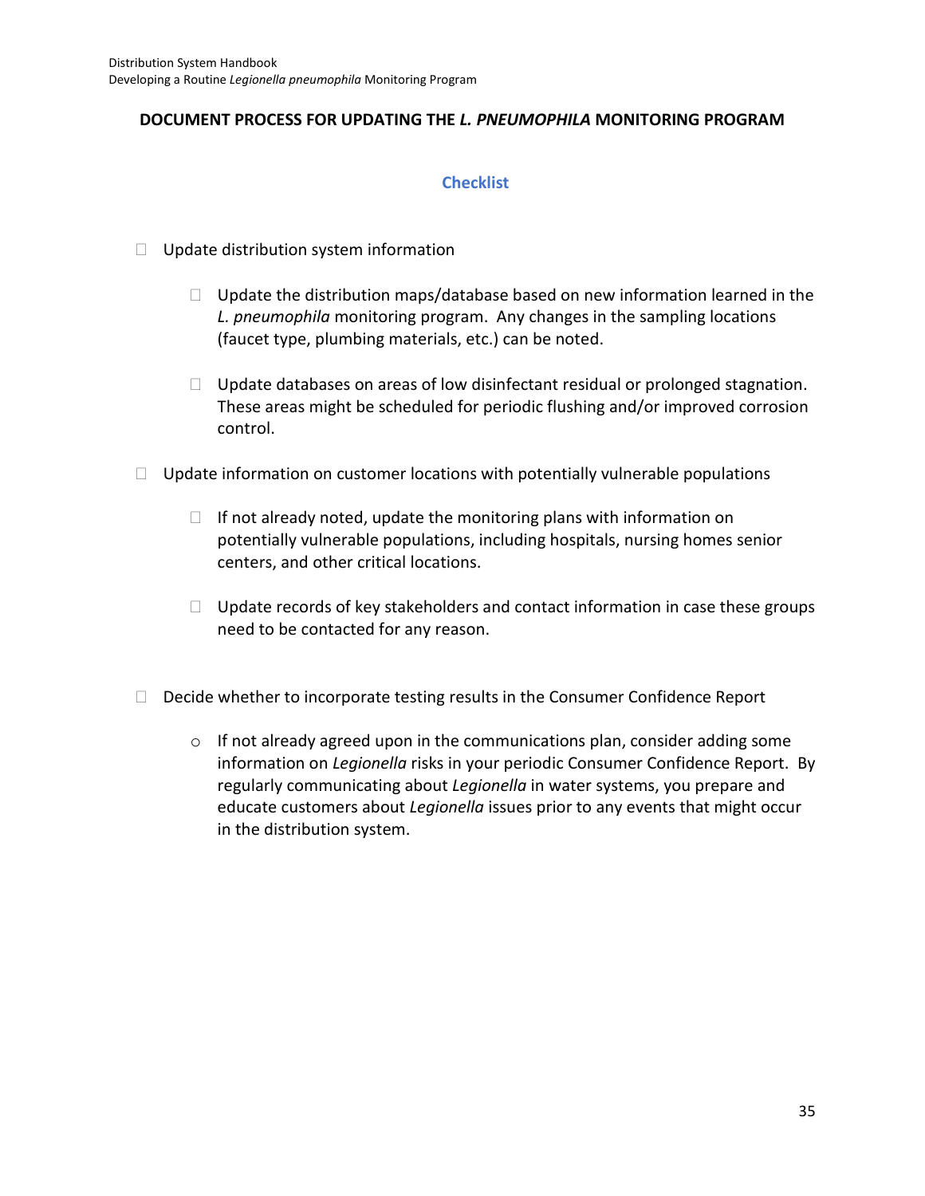## DOCUMENT PROCESS FOR UPDATING THE *L. PNEUMOPHILA* MONITORING PROGRAM

### Checklist

- ☐ Update distribution system information
  - ☐ Update the distribution maps/database based on new information learned in the *L. pneumophila* monitoring program. Any changes in the sampling locations (faucet type, plumbing materials, etc.) can be noted.
  - ☐ Update databases on areas of low disinfectant residual or prolonged stagnation. These areas might be scheduled for periodic flushing and/or improved corrosion control.
- ☐ Update information on customer locations with potentially vulnerable populations
  - ☐ If not already noted, update the monitoring plans with information on potentially vulnerable populations, including hospitals, nursing homes senior centers, and other critical locations.
  - ☐ Update records of key stakeholders and contact information in case these groups need to be contacted for any reason.
- ☐ Decide whether to incorporate testing results in the Consumer Confidence Report
  - If not already agreed upon in the communications plan, consider adding some information on *Legionella* risks in your periodic Consumer Confidence Report. By regularly communicating about *Legionella* in water systems, you prepare and educate customers about *Legionella* issues prior to any events that might occur in the distribution system.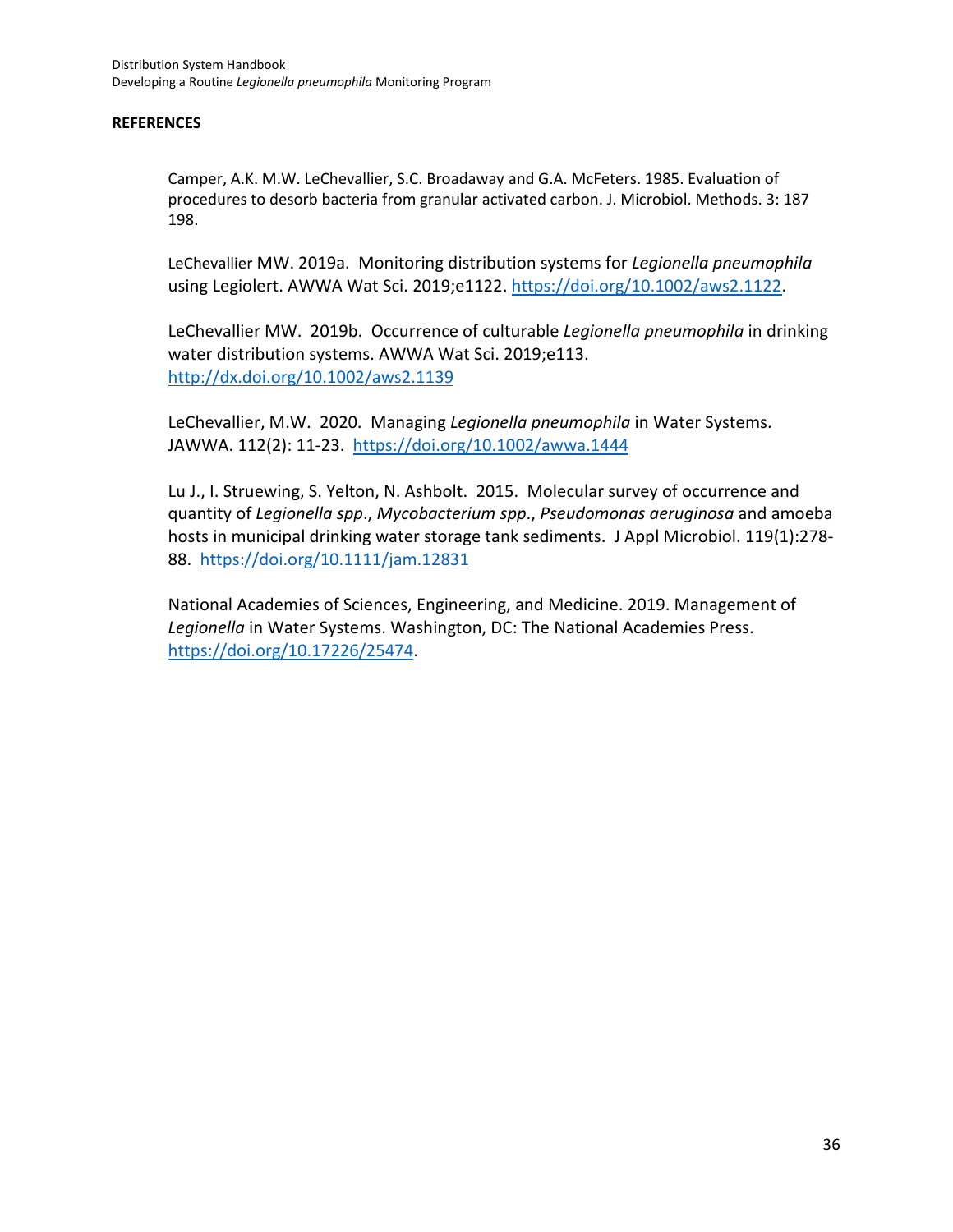## REFERENCES

Camper, A.K. M.W. LeChevallier, S.C. Broadaway and G.A. McFeters. 1985. Evaluation of procedures to desorb bacteria from granular activated carbon. J. Microbiol. Methods. 3: 187 198.

LeChevallier MW. 2019a. Monitoring distribution systems for *Legionella pneumophila* using Legiolert. AWWA Wat Sci. 2019;e1122. https://doi.org/10.1002/aws2.1122.

LeChevallier MW. 2019b. Occurrence of culturable *Legionella pneumophila* in drinking water distribution systems. AWWA Wat Sci. 2019;e113. http://dx.doi.org/10.1002/aws2.1139

LeChevallier, M.W. 2020. Managing *Legionella pneumophila* in Water Systems. JAWWA. 112(2): 11-23. https://doi.org/10.1002/awwa.1444

Lu J., I. Struewing, S. Yelton, N. Ashbolt. 2015. Molecular survey of occurrence and quantity of *Legionella spp*., *Mycobacterium spp*., *Pseudomonas aeruginosa* and amoeba hosts in municipal drinking water storage tank sediments. J Appl Microbiol. 119(1):278-88. https://doi.org/10.1111/jam.12831

National Academies of Sciences, Engineering, and Medicine. 2019. Management of *Legionella* in Water Systems. Washington, DC: The National Academies Press. https://doi.org/10.17226/25474.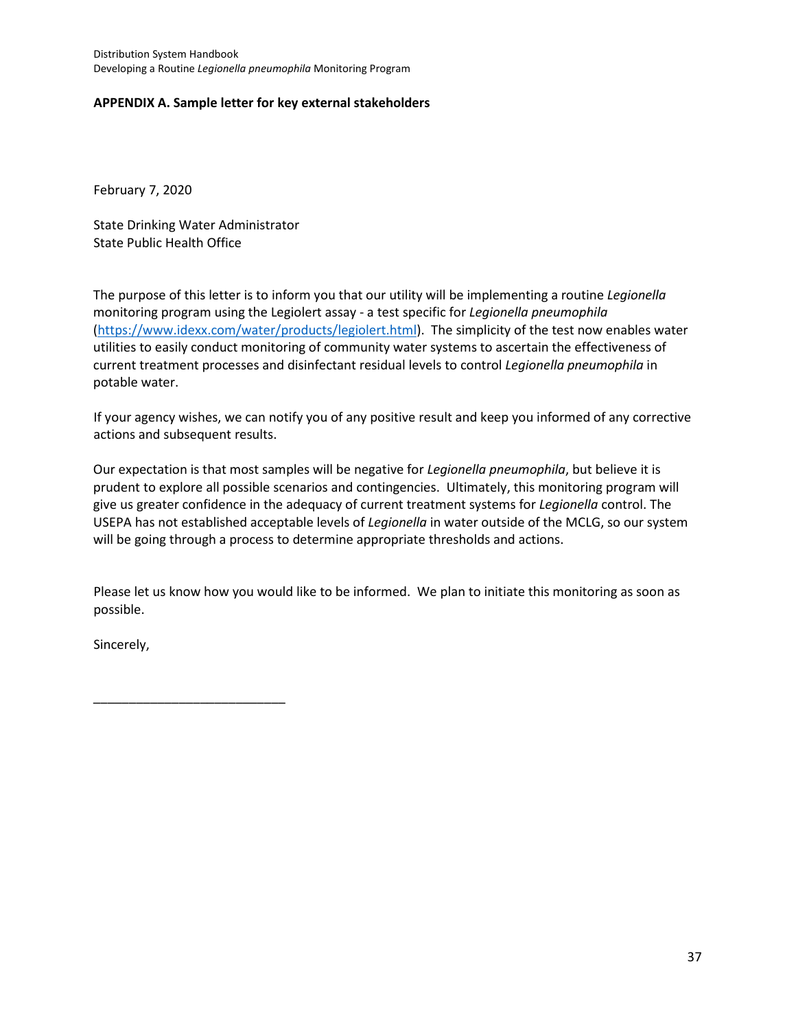## APPENDIX A. Sample letter for key external stakeholders

February 7, 2020

State Drinking Water Administrator
State Public Health Office

The purpose of this letter is to inform you that our utility will be implementing a routine *Legionella* monitoring program using the Legiolert assay - a test specific for *Legionella pneumophila* ([https://www.idexx.com/water/products/legiolert.html](https://www.idexx.com/water/products/legiolert.html)). The simplicity of the test now enables water utilities to easily conduct monitoring of community water systems to ascertain the effectiveness of current treatment processes and disinfectant residual levels to control *Legionella pneumophila* in potable water.

If your agency wishes, we can notify you of any positive result and keep you informed of any corrective actions and subsequent results.

Our expectation is that most samples will be negative for *Legionella pneumophila*, but believe it is prudent to explore all possible scenarios and contingencies. Ultimately, this monitoring program will give us greater confidence in the adequacy of current treatment systems for *Legionella* control. The USEPA has not established acceptable levels of *Legionella* in water outside of the MCLG, so our system will be going through a process to determine appropriate thresholds and actions.

Please let us know how you would like to be informed. We plan to initiate this monitoring as soon as possible.

Sincerely,

___________________________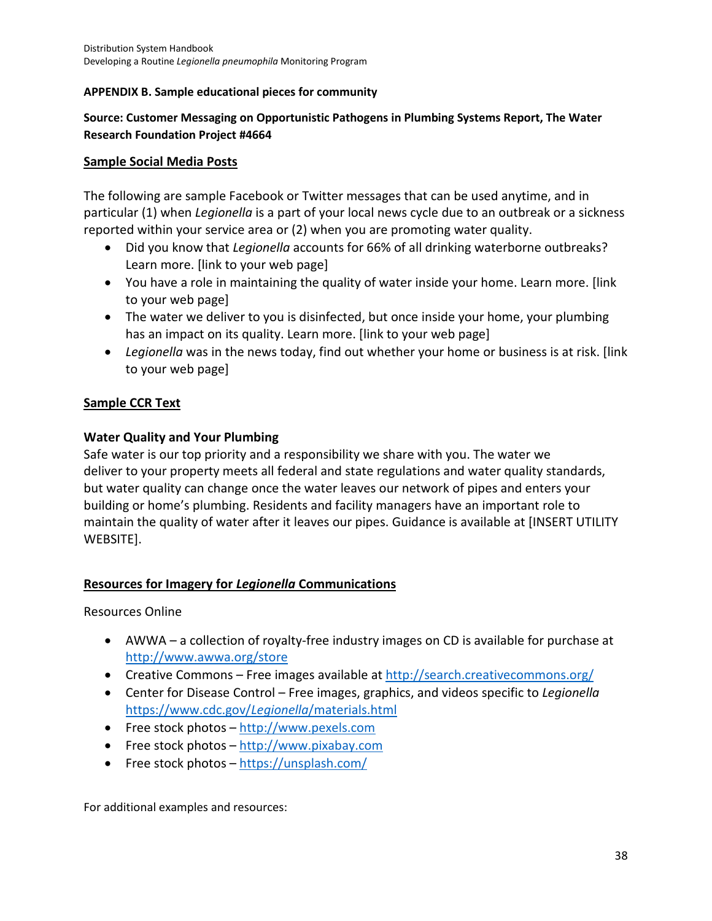**APPENDIX B. Sample educational pieces for community**

**Source: Customer Messaging on Opportunistic Pathogens in Plumbing Systems Report, The Water Research Foundation Project #4664**

**Sample Social Media Posts**

The following are sample Facebook or Twitter messages that can be used anytime, and in particular (1) when *Legionella* is a part of your local news cycle due to an outbreak or a sickness reported within your service area or (2) when you are promoting water quality.

- Did you know that *Legionella* accounts for 66% of all drinking waterborne outbreaks? Learn more. [link to your web page]
- You have a role in maintaining the quality of water inside your home. Learn more. [link to your web page]
- The water we deliver to you is disinfected, but once inside your home, your plumbing has an impact on its quality. Learn more. [link to your web page]
- *Legionella* was in the news today, find out whether your home or business is at risk. [link to your web page]

**Sample CCR Text**

**Water Quality and Your Plumbing**

Safe water is our top priority and a responsibility we share with you. The water we deliver to your property meets all federal and state regulations and water quality standards, but water quality can change once the water leaves our network of pipes and enters your building or home's plumbing. Residents and facility managers have an important role to maintain the quality of water after it leaves our pipes. Guidance is available at [INSERT UTILITY WEBSITE].

**Resources for Imagery for *Legionella* Communications**

Resources Online

- AWWA – a collection of royalty-free industry images on CD is available for purchase at http://www.awwa.org/store
- Creative Commons – Free images available at http://search.creativecommons.org/
- Center for Disease Control – Free images, graphics, and videos specific to *Legionella* https://www.cdc.gov/Legionella/materials.html
- Free stock photos – http://www.pexels.com
- Free stock photos – http://www.pixabay.com
- Free stock photos – https://unsplash.com/

For additional examples and resources: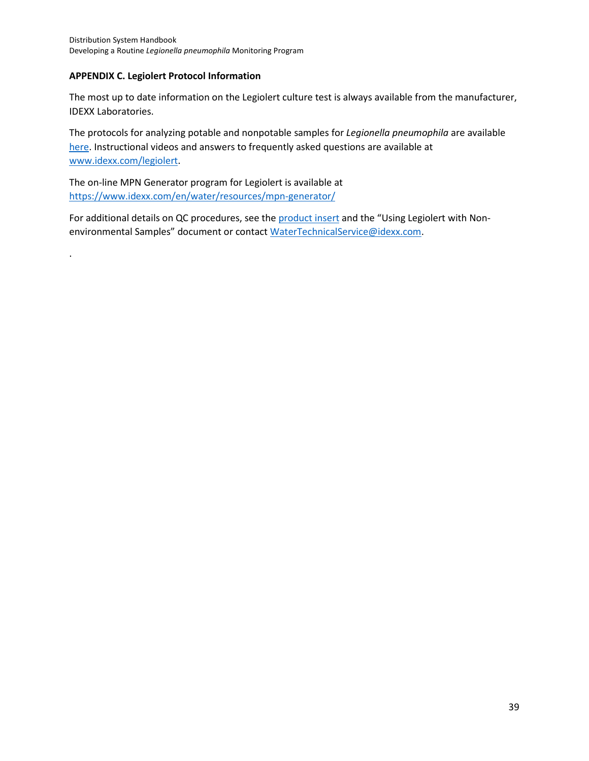## APPENDIX C. Legiolert Protocol Information

The most up to date information on the Legiolert culture test is always available from the manufacturer, IDEXX Laboratories.

The protocols for analyzing potable and nonpotable samples for *Legionella pneumophila* are available here. Instructional videos and answers to frequently asked questions are available at www.idexx.com/legiolert.

The on-line MPN Generator program for Legiolert is available at https://www.idexx.com/en/water/resources/mpn-generator/

For additional details on QC procedures, see the product insert and the "Using Legiolert with Non-environmental Samples" document or contact WaterTechnicalService@idexx.com.

.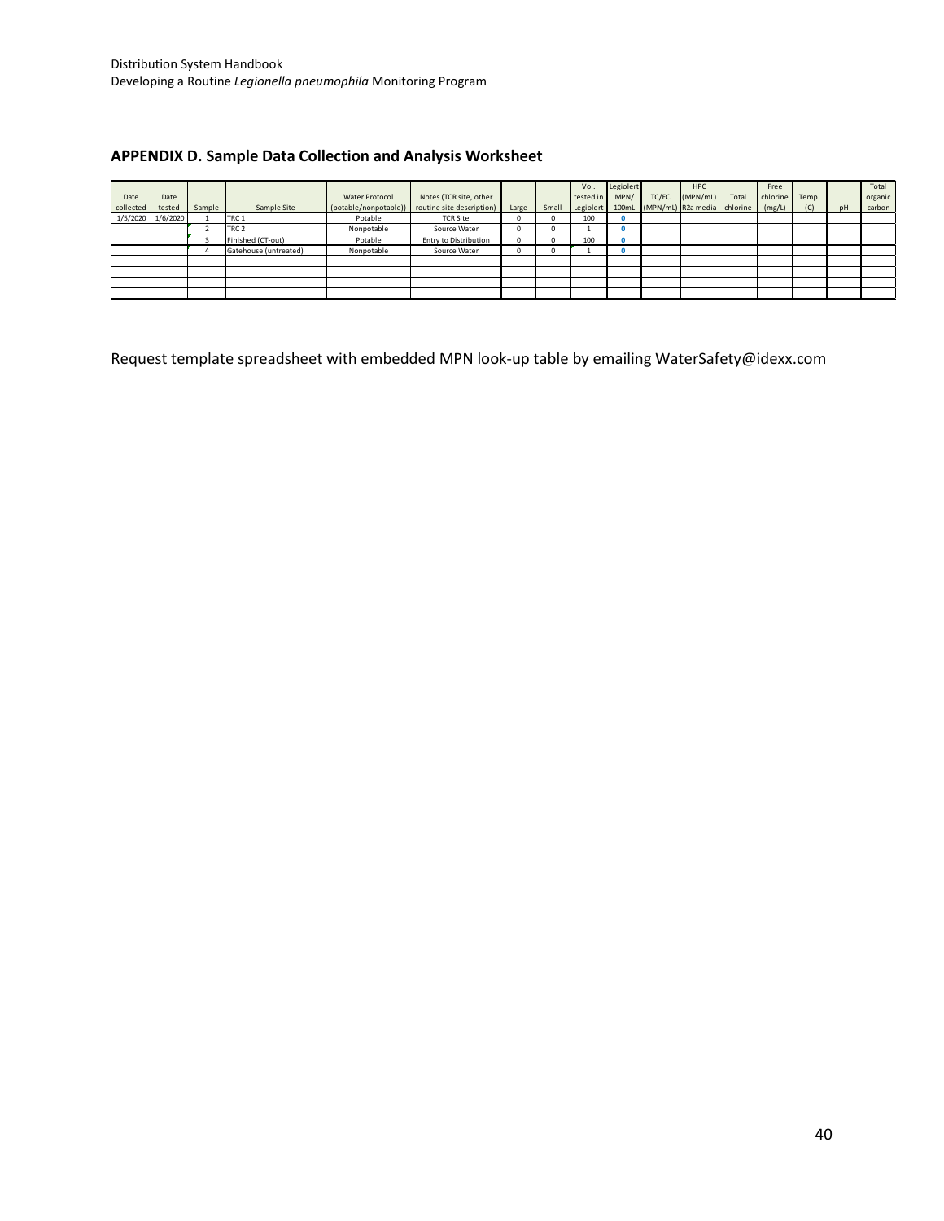## APPENDIX D. Sample Data Collection and Analysis Worksheet

| Date collected | Date tested | Sample | Sample Site | Water Protocol (potable/nonpotable)) | Notes (TCR site, other routine site description) | Large | Small | Vol. tested in Legiolert | Legiolert MPN/ 100mL | TC/EC (MPN/mL) | HPC (MPN/mL) R2a media | Total chlorine | Free chlorine (mg/L) | Temp. (C) | pH | Total organic carbon |
|---|---|---|---|---|---|---|---|---|---|---|---|---|---|---|---|---|
| 1/5/2020 | 1/6/2020 | 1 | TRC 1 | Potable | TCR Site | 0 | 0 | 100 | 0 | | | | | | | |
| | | 2 | TRC 2 | Nonpotable | Source Water | 0 | 0 | 1 | 0 | | | | | | | |
| | | 3 | Finished (CT-out) | Potable | Entry to Distribution | 0 | 0 | 100 | 0 | | | | | | | |
| | | 4 | Gatehouse (untreated) | Nonpotable | Source Water | 0 | 0 | 1 | 0 | | | | | | | |
| | | | | | | | | | | | | | | | | |
| | | | | | | | | | | | | | | | | |
| | | | | | | | | | | | | | | | | |
| | | | | | | | | | | | | | | | | |

Request template spreadsheet with embedded MPN look-up table by emailing WaterSafety@idexx.com